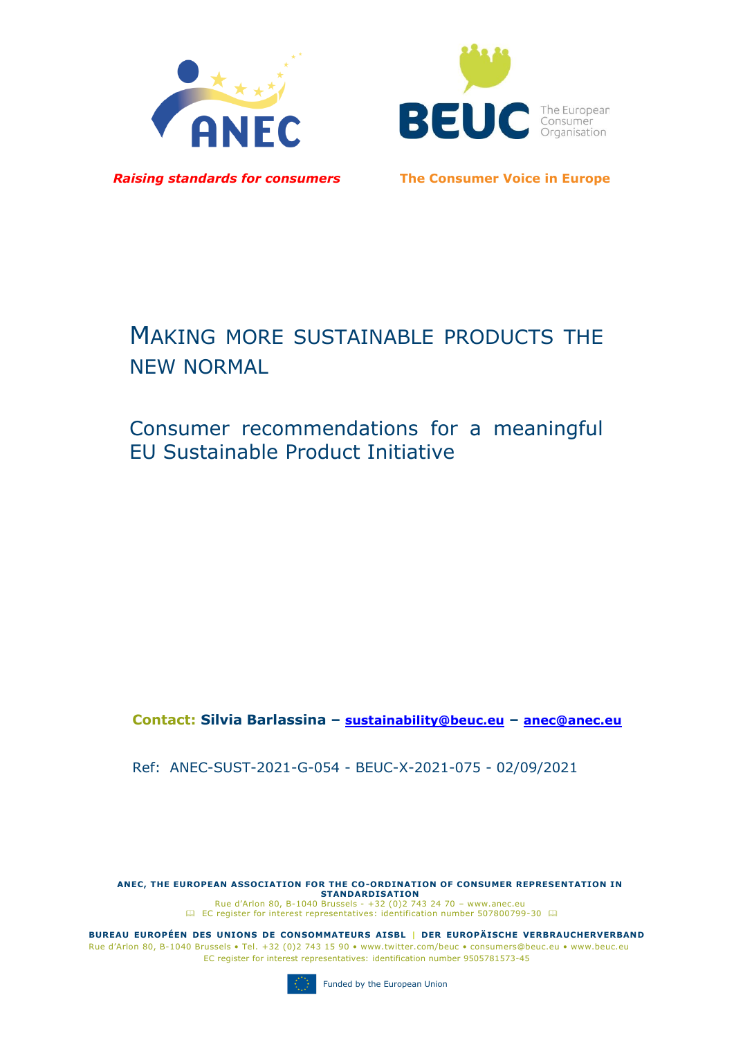ANEC

*Raising standards for consumers*

BEUC The European Consumer Organisation

**The Consumer Voice in Europe**

# MAKING MORE SUSTAINABLE PRODUCTS THE NEW NORMAL

## Consumer recommendations for a meaningful EU Sustainable Product Initiative

**Contact: Silvia Barlassina – sustainability@beuc.eu – anec@anec.eu**

Ref: ANEC-SUST-2021-G-054 - BEUC-X-2021-075 - 02/09/2021

**ANEC, THE EUROPEAN ASSOCIATION FOR THE CO-ORDINATION OF CONSUMER REPRESENTATION IN STANDARDISATION**
Rue d'Arlon 80, B-1040 Brussels - +32 (0)2 743 24 70 – www.anec.eu
EC register for interest representatives: identification number 507800799-30

**BUREAU EUROPÉEN DES UNIONS DE CONSOMMATEURS AISBL | DER EUROPÄISCHE VERBRAUCHERVERBAND**
Rue d'Arlon 80, B-1040 Brussels • Tel. +32 (0)2 743 15 90 • www.twitter.com/beuc • consumers@beuc.eu • www.beuc.eu
EC register for interest representatives: identification number 9505781573-45

Funded by the European Union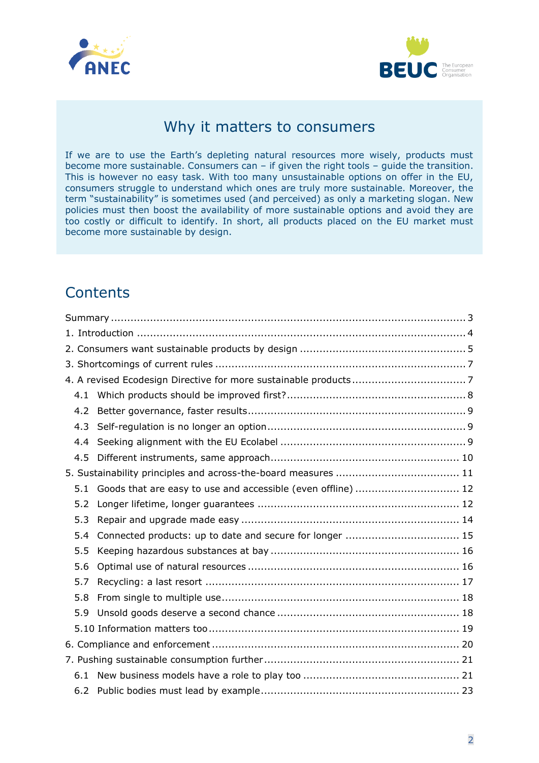## Why it matters to consumers

If we are to use the Earth's depleting natural resources more wisely, products must become more sustainable. Consumers can – if given the right tools – guide the transition. This is however no easy task. With too many unsustainable options on offer in the EU, consumers struggle to understand which ones are truly more sustainable. Moreover, the term "sustainability" is sometimes used (and perceived) as only a marketing slogan. New policies must then boost the availability of more sustainable options and avoid they are too costly or difficult to identify. In short, all products placed on the EU market must become more sustainable by design.

## Contents

- Summary ..... 3
- 1. Introduction ..... 4
- 2. Consumers want sustainable products by design ..... 5
- 3. Shortcomings of current rules ..... 7
- 4. A revised Ecodesign Directive for more sustainable products ..... 7
  - 4.1 Which products should be improved first? ..... 8
  - 4.2 Better governance, faster results ..... 9
  - 4.3 Self-regulation is no longer an option ..... 9
  - 4.4 Seeking alignment with the EU Ecolabel ..... 9
  - 4.5 Different instruments, same approach ..... 10
- 5. Sustainability principles and across-the-board measures ..... 11
  - 5.1 Goods that are easy to use and accessible (even offline) ..... 12
  - 5.2 Longer lifetime, longer guarantees ..... 12
  - 5.3 Repair and upgrade made easy ..... 14
  - 5.4 Connected products: up to date and secure for longer ..... 15
  - 5.5 Keeping hazardous substances at bay ..... 16
  - 5.6 Optimal use of natural resources ..... 16
  - 5.7 Recycling: a last resort ..... 17
  - 5.8 From single to multiple use ..... 18
  - 5.9 Unsold goods deserve a second chance ..... 18
  - 5.10 Information matters too ..... 19
- 6. Compliance and enforcement ..... 20
- 7. Pushing sustainable consumption further ..... 21
  - 6.1 New business models have a role to play too ..... 21
  - 6.2 Public bodies must lead by example ..... 23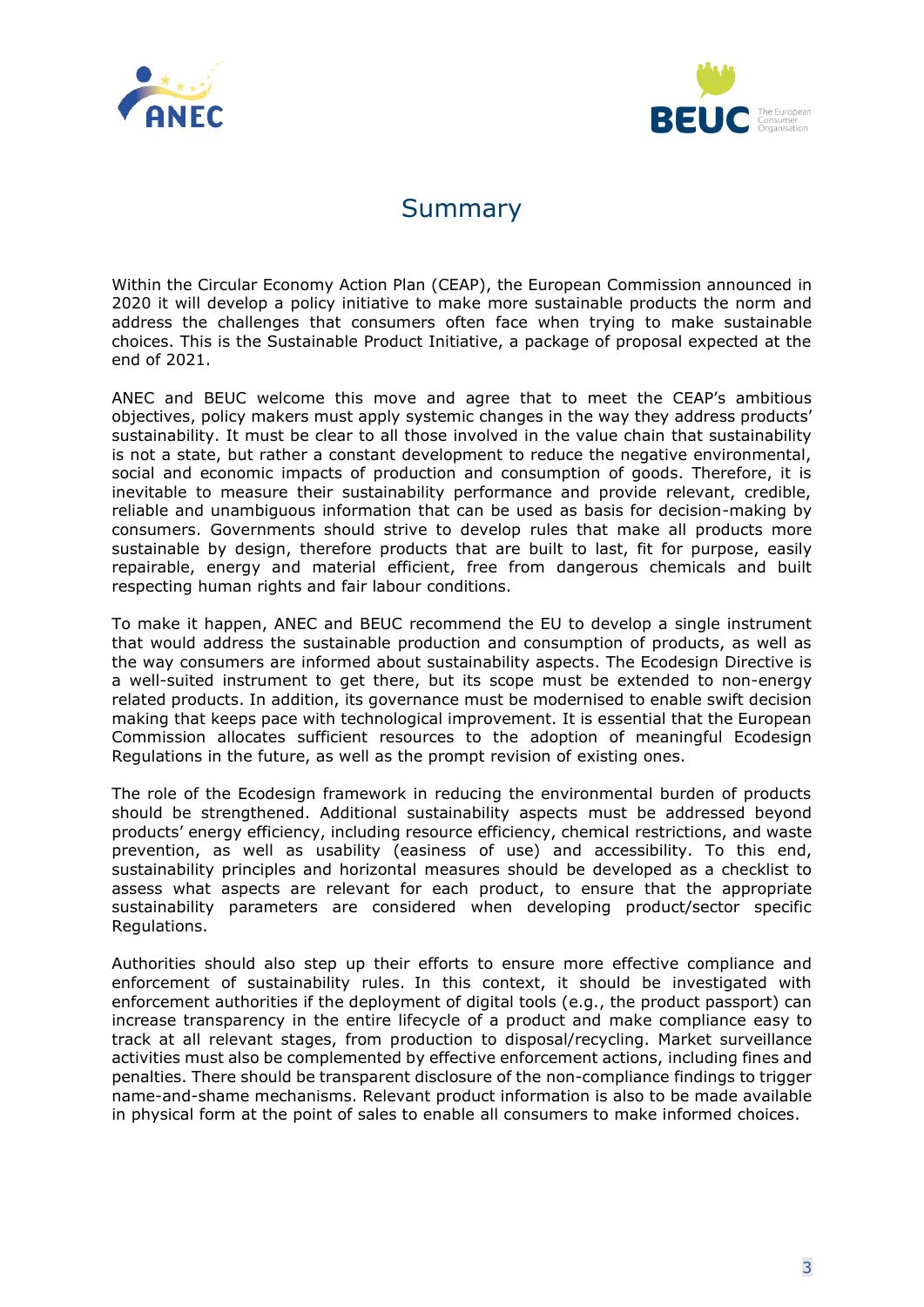# Summary

Within the Circular Economy Action Plan (CEAP), the European Commission announced in 2020 it will develop a policy initiative to make more sustainable products the norm and address the challenges that consumers often face when trying to make sustainable choices. This is the Sustainable Product Initiative, a package of proposal expected at the end of 2021.

ANEC and BEUC welcome this move and agree that to meet the CEAP's ambitious objectives, policy makers must apply systemic changes in the way they address products' sustainability. It must be clear to all those involved in the value chain that sustainability is not a state, but rather a constant development to reduce the negative environmental, social and economic impacts of production and consumption of goods. Therefore, it is inevitable to measure their sustainability performance and provide relevant, credible, reliable and unambiguous information that can be used as basis for decision-making by consumers. Governments should strive to develop rules that make all products more sustainable by design, therefore products that are built to last, fit for purpose, easily repairable, energy and material efficient, free from dangerous chemicals and built respecting human rights and fair labour conditions.

To make it happen, ANEC and BEUC recommend the EU to develop a single instrument that would address the sustainable production and consumption of products, as well as the way consumers are informed about sustainability aspects. The Ecodesign Directive is a well-suited instrument to get there, but its scope must be extended to non-energy related products. In addition, its governance must be modernised to enable swift decision making that keeps pace with technological improvement. It is essential that the European Commission allocates sufficient resources to the adoption of meaningful Ecodesign Regulations in the future, as well as the prompt revision of existing ones.

The role of the Ecodesign framework in reducing the environmental burden of products should be strengthened. Additional sustainability aspects must be addressed beyond products' energy efficiency, including resource efficiency, chemical restrictions, and waste prevention, as well as usability (easiness of use) and accessibility. To this end, sustainability principles and horizontal measures should be developed as a checklist to assess what aspects are relevant for each product, to ensure that the appropriate sustainability parameters are considered when developing product/sector specific Regulations.

Authorities should also step up their efforts to ensure more effective compliance and enforcement of sustainability rules. In this context, it should be investigated with enforcement authorities if the deployment of digital tools (e.g., the product passport) can increase transparency in the entire lifecycle of a product and make compliance easy to track at all relevant stages, from production to disposal/recycling. Market surveillance activities must also be complemented by effective enforcement actions, including fines and penalties. There should be transparent disclosure of the non-compliance findings to trigger name-and-shame mechanisms. Relevant product information is also to be made available in physical form at the point of sales to enable all consumers to make informed choices.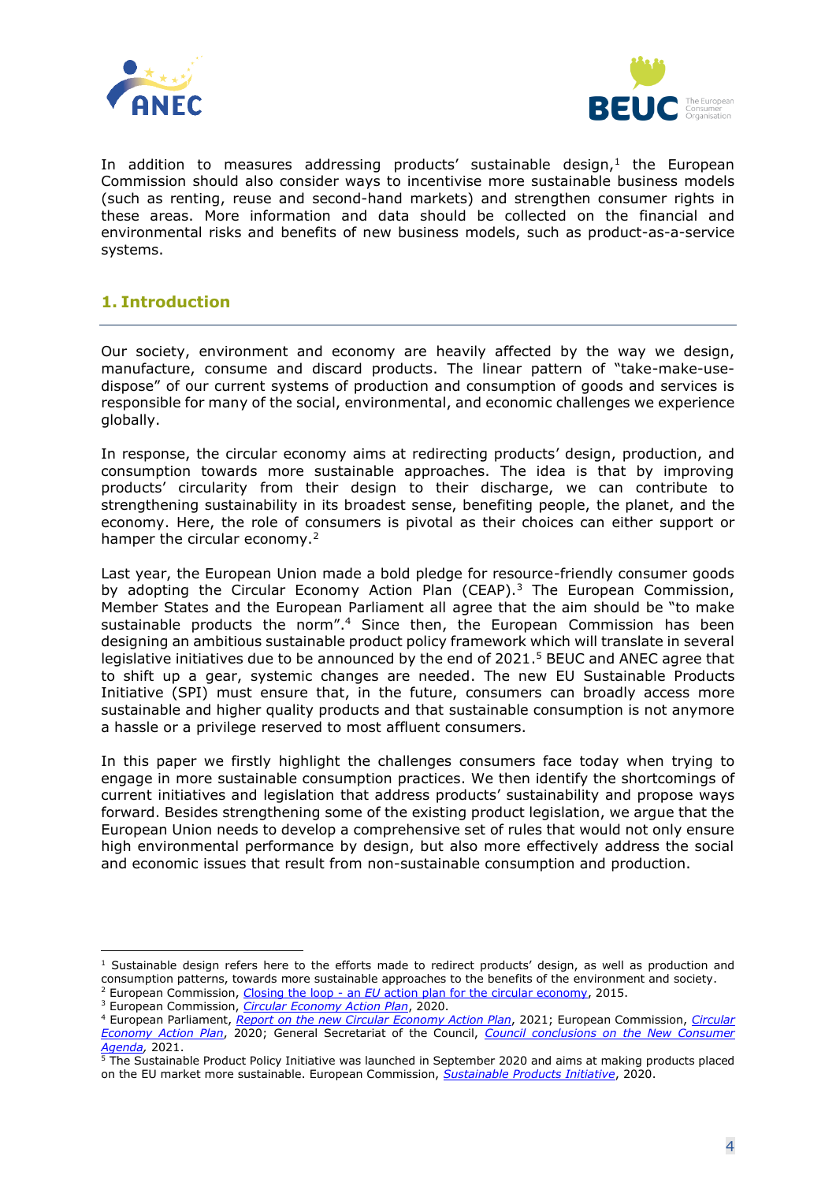In addition to measures addressing products' sustainable design,[1] the European Commission should also consider ways to incentivise more sustainable business models (such as renting, reuse and second-hand markets) and strengthen consumer rights in these areas. More information and data should be collected on the financial and environmental risks and benefits of new business models, such as product-as-a-service systems.

## 1. Introduction

Our society, environment and economy are heavily affected by the way we design, manufacture, consume and discard products. The linear pattern of "take-make-use-dispose" of our current systems of production and consumption of goods and services is responsible for many of the social, environmental, and economic challenges we experience globally.

In response, the circular economy aims at redirecting products' design, production, and consumption towards more sustainable approaches. The idea is that by improving products' circularity from their design to their discharge, we can contribute to strengthening sustainability in its broadest sense, benefiting people, the planet, and the economy. Here, the role of consumers is pivotal as their choices can either support or hamper the circular economy.[2]

Last year, the European Union made a bold pledge for resource-friendly consumer goods by adopting the Circular Economy Action Plan (CEAP).[3] The European Commission, Member States and the European Parliament all agree that the aim should be "to make sustainable products the norm".[4] Since then, the European Commission has been designing an ambitious sustainable product policy framework which will translate in several legislative initiatives due to be announced by the end of 2021.[5] BEUC and ANEC agree that to shift up a gear, systemic changes are needed. The new EU Sustainable Products Initiative (SPI) must ensure that, in the future, consumers can broadly access more sustainable and higher quality products and that sustainable consumption is not anymore a hassle or a privilege reserved to most affluent consumers.

In this paper we firstly highlight the challenges consumers face today when trying to engage in more sustainable consumption practices. We then identify the shortcomings of current initiatives and legislation that address products' sustainability and propose ways forward. Besides strengthening some of the existing product legislation, we argue that the European Union needs to develop a comprehensive set of rules that would not only ensure high environmental performance by design, but also more effectively address the social and economic issues that result from non-sustainable consumption and production.

---

[1] Sustainable design refers here to the efforts made to redirect products' design, as well as production and consumption patterns, towards more sustainable approaches to the benefits of the environment and society.

[2] European Commission, Closing the loop - an EU action plan for the circular economy, 2015.

[3] European Commission, *Circular Economy Action Plan*, 2020.

[4] European Parliament, *Report on the new Circular Economy Action Plan*, 2021; European Commission, *Circular Economy Action Plan*, 2020; General Secretariat of the Council, *Council conclusions on the New Consumer Agenda*, 2021.

[5] The Sustainable Product Policy Initiative was launched in September 2020 and aims at making products placed on the EU market more sustainable. European Commission, *Sustainable Products Initiative*, 2020.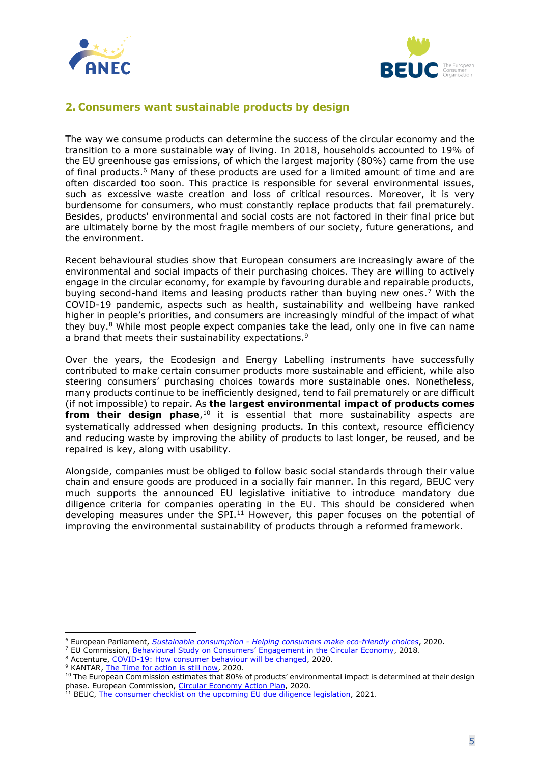## 2. Consumers want sustainable products by design

The way we consume products can determine the success of the circular economy and the transition to a more sustainable way of living. In 2018, households accounted to 19% of the EU greenhouse gas emissions, of which the largest majority (80%) came from the use of final products.[6] Many of these products are used for a limited amount of time and are often discarded too soon. This practice is responsible for several environmental issues, such as excessive waste creation and loss of critical resources. Moreover, it is very burdensome for consumers, who must constantly replace products that fail prematurely. Besides, products' environmental and social costs are not factored in their final price but are ultimately borne by the most fragile members of our society, future generations, and the environment.

Recent behavioural studies show that European consumers are increasingly aware of the environmental and social impacts of their purchasing choices. They are willing to actively engage in the circular economy, for example by favouring durable and repairable products, buying second-hand items and leasing products rather than buying new ones.[7] With the COVID-19 pandemic, aspects such as health, sustainability and wellbeing have ranked higher in people's priorities, and consumers are increasingly mindful of the impact of what they buy.[8] While most people expect companies take the lead, only one in five can name a brand that meets their sustainability expectations.[9]

Over the years, the Ecodesign and Energy Labelling instruments have successfully contributed to make certain consumer products more sustainable and efficient, while also steering consumers' purchasing choices towards more sustainable ones. Nonetheless, many products continue to be inefficiently designed, tend to fail prematurely or are difficult (if not impossible) to repair. As **the largest environmental impact of products comes from their design phase**,[10] it is essential that more sustainability aspects are systematically addressed when designing products. In this context, resource efficiency and reducing waste by improving the ability of products to last longer, be reused, and be repaired is key, along with usability.

Alongside, companies must be obliged to follow basic social standards through their value chain and ensure goods are produced in a socially fair manner. In this regard, BEUC very much supports the announced EU legislative initiative to introduce mandatory due diligence criteria for companies operating in the EU. This should be considered when developing measures under the SPI.[11] However, this paper focuses on the potential of improving the environmental sustainability of products through a reformed framework.

---

[6] European Parliament, *Sustainable consumption - Helping consumers make eco-friendly choices*, 2020.
[7] EU Commission, Behavioural Study on Consumers' Engagement in the Circular Economy, 2018.
[8] Accenture, COVID-19: How consumer behaviour will be changed, 2020.
[9] KANTAR, The Time for action is still now, 2020.
[10] The European Commission estimates that 80% of products' environmental impact is determined at their design phase. European Commission, Circular Economy Action Plan, 2020.
[11] BEUC, The consumer checklist on the upcoming EU due diligence legislation, 2021.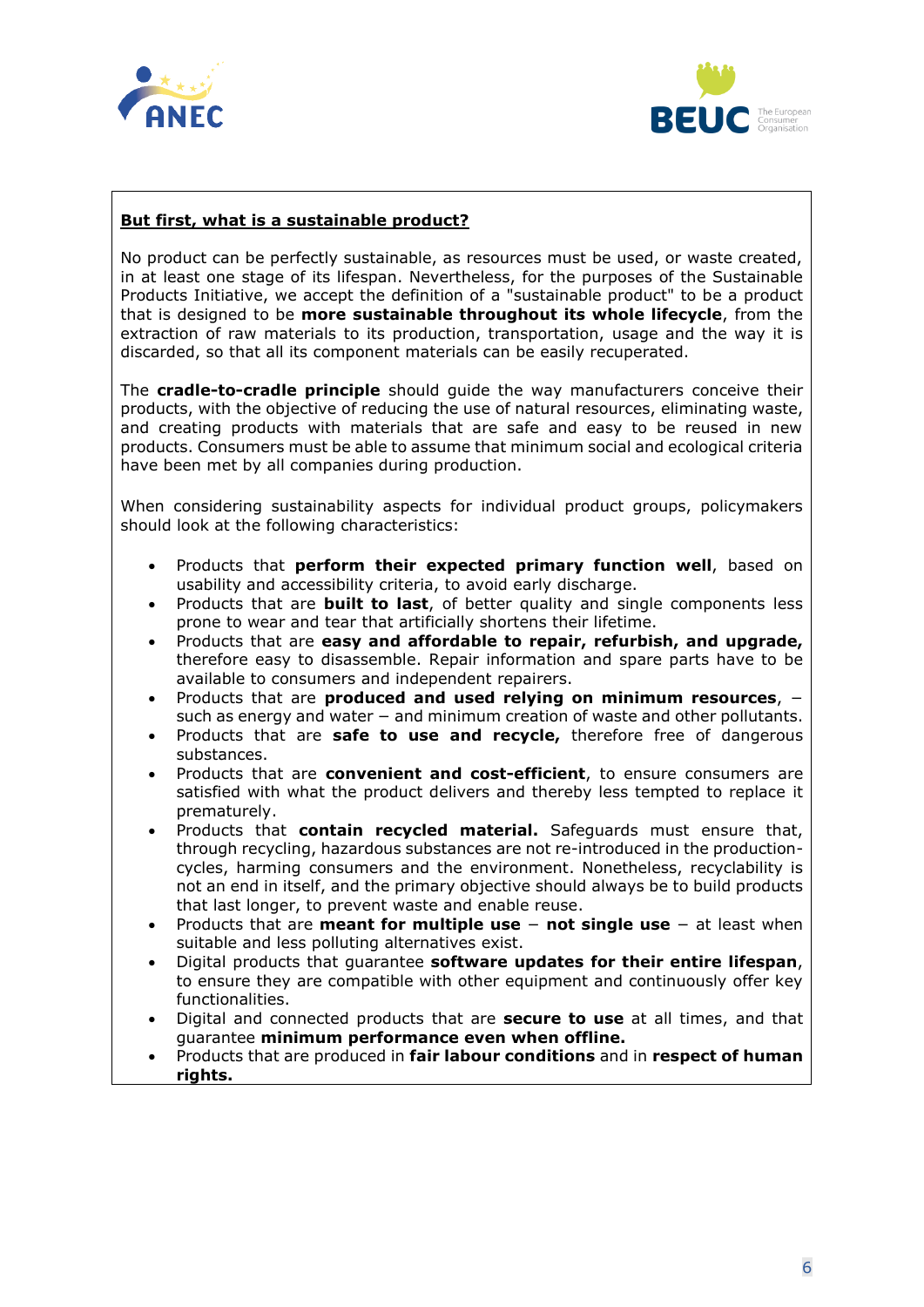**<u>But first, what is a sustainable product?</u>**

No product can be perfectly sustainable, as resources must be used, or waste created, in at least one stage of its lifespan. Nevertheless, for the purposes of the Sustainable Products Initiative, we accept the definition of a "sustainable product" to be a product that is designed to be **more sustainable throughout its whole lifecycle**, from the extraction of raw materials to its production, transportation, usage and the way it is discarded, so that all its component materials can be easily recuperated.

The **cradle-to-cradle principle** should guide the way manufacturers conceive their products, with the objective of reducing the use of natural resources, eliminating waste, and creating products with materials that are safe and easy to be reused in new products. Consumers must be able to assume that minimum social and ecological criteria have been met by all companies during production.

When considering sustainability aspects for individual product groups, policymakers should look at the following characteristics:

- Products that **perform their expected primary function well**, based on usability and accessibility criteria, to avoid early discharge.
- Products that are **built to last**, of better quality and single components less prone to wear and tear that artificially shortens their lifetime.
- Products that are **easy and affordable to repair, refurbish, and upgrade,** therefore easy to disassemble. Repair information and spare parts have to be available to consumers and independent repairers.
- Products that are **produced and used relying on minimum resources**, – such as energy and water – and minimum creation of waste and other pollutants.
- Products that are **safe to use and recycle,** therefore free of dangerous substances.
- Products that are **convenient and cost-efficient**, to ensure consumers are satisfied with what the product delivers and thereby less tempted to replace it prematurely.
- Products that **contain recycled material.** Safeguards must ensure that, through recycling, hazardous substances are not re-introduced in the production-cycles, harming consumers and the environment. Nonetheless, recyclability is not an end in itself, and the primary objective should always be to build products that last longer, to prevent waste and enable reuse.
- Products that are **meant for multiple use** – **not single use** – at least when suitable and less polluting alternatives exist.
- Digital products that guarantee **software updates for their entire lifespan**, to ensure they are compatible with other equipment and continuously offer key functionalities.
- Digital and connected products that are **secure to use** at all times, and that guarantee **minimum performance even when offline.**
- Products that are produced in **fair labour conditions** and in **respect of human rights.**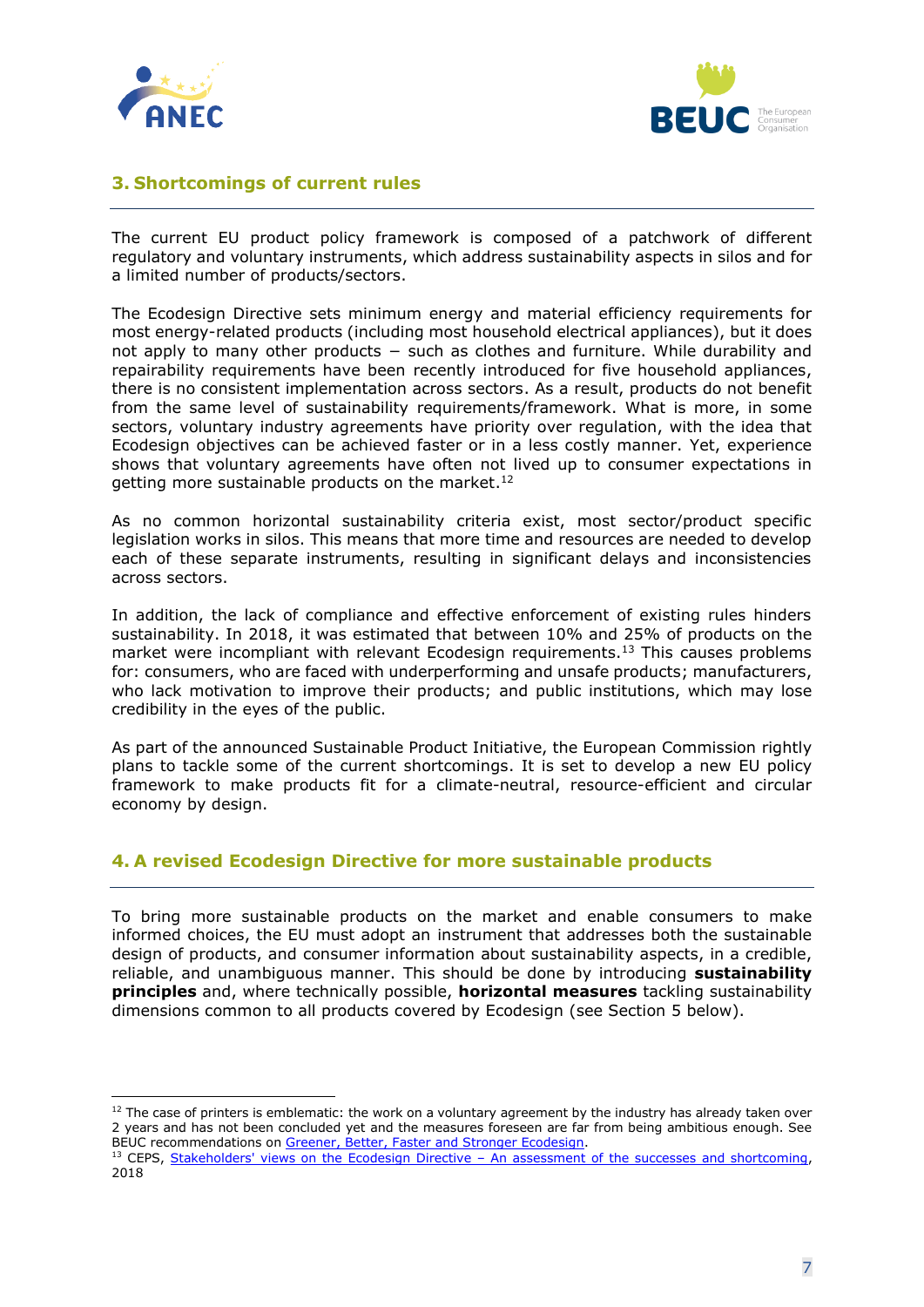## 3. Shortcomings of current rules

The current EU product policy framework is composed of a patchwork of different regulatory and voluntary instruments, which address sustainability aspects in silos and for a limited number of products/sectors.

The Ecodesign Directive sets minimum energy and material efficiency requirements for most energy-related products (including most household electrical appliances), but it does not apply to many other products – such as clothes and furniture. While durability and repairability requirements have been recently introduced for five household appliances, there is no consistent implementation across sectors. As a result, products do not benefit from the same level of sustainability requirements/framework. What is more, in some sectors, voluntary industry agreements have priority over regulation, with the idea that Ecodesign objectives can be achieved faster or in a less costly manner. Yet, experience shows that voluntary agreements have often not lived up to consumer expectations in getting more sustainable products on the market.[12]

As no common horizontal sustainability criteria exist, most sector/product specific legislation works in silos. This means that more time and resources are needed to develop each of these separate instruments, resulting in significant delays and inconsistencies across sectors.

In addition, the lack of compliance and effective enforcement of existing rules hinders sustainability. In 2018, it was estimated that between 10% and 25% of products on the market were incompliant with relevant Ecodesign requirements.[13] This causes problems for: consumers, who are faced with underperforming and unsafe products; manufacturers, who lack motivation to improve their products; and public institutions, which may lose credibility in the eyes of the public.

As part of the announced Sustainable Product Initiative, the European Commission rightly plans to tackle some of the current shortcomings. It is set to develop a new EU policy framework to make products fit for a climate-neutral, resource-efficient and circular economy by design.

## 4. A revised Ecodesign Directive for more sustainable products

To bring more sustainable products on the market and enable consumers to make informed choices, the EU must adopt an instrument that addresses both the sustainable design of products, and consumer information about sustainability aspects, in a credible, reliable, and unambiguous manner. This should be done by introducing **sustainability principles** and, where technically possible, **horizontal measures** tackling sustainability dimensions common to all products covered by Ecodesign (see Section 5 below).

---

[12] The case of printers is emblematic: the work on a voluntary agreement by the industry has already taken over 2 years and has not been concluded yet and the measures foreseen are far from being ambitious enough. See BEUC recommendations on Greener, Better, Faster and Stronger Ecodesign.

[13] CEPS, Stakeholders' views on the Ecodesign Directive – An assessment of the successes and shortcoming, 2018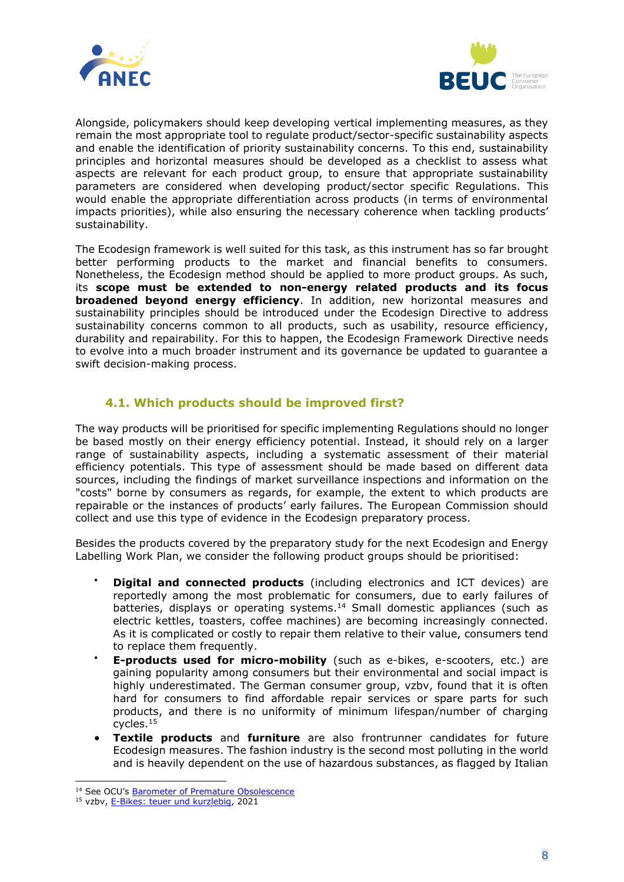Alongside, policymakers should keep developing vertical implementing measures, as they remain the most appropriate tool to regulate product/sector-specific sustainability aspects and enable the identification of priority sustainability concerns. To this end, sustainability principles and horizontal measures should be developed as a checklist to assess what aspects are relevant for each product group, to ensure that appropriate sustainability parameters are considered when developing product/sector specific Regulations. This would enable the appropriate differentiation across products (in terms of environmental impacts priorities), while also ensuring the necessary coherence when tackling products' sustainability.

The Ecodesign framework is well suited for this task, as this instrument has so far brought better performing products to the market and financial benefits to consumers. Nonetheless, the Ecodesign method should be applied to more product groups. As such, its **scope must be extended to non-energy related products and its focus broadened beyond energy efficiency**. In addition, new horizontal measures and sustainability principles should be introduced under the Ecodesign Directive to address sustainability concerns common to all products, such as usability, resource efficiency, durability and repairability. For this to happen, the Ecodesign Framework Directive needs to evolve into a much broader instrument and its governance be updated to guarantee a swift decision-making process.

### 4.1. Which products should be improved first?

The way products will be prioritised for specific implementing Regulations should no longer be based mostly on their energy efficiency potential. Instead, it should rely on a larger range of sustainability aspects, including a systematic assessment of their material efficiency potentials. This type of assessment should be made based on different data sources, including the findings of market surveillance inspections and information on the "costs" borne by consumers as regards, for example, the extent to which products are repairable or the instances of products' early failures. The European Commission should collect and use this type of evidence in the Ecodesign preparatory process.

Besides the products covered by the preparatory study for the next Ecodesign and Energy Labelling Work Plan, we consider the following product groups should be prioritised:

- **Digital and connected products** (including electronics and ICT devices) are reportedly among the most problematic for consumers, due to early failures of batteries, displays or operating systems.[14] Small domestic appliances (such as electric kettles, toasters, coffee machines) are becoming increasingly connected. As it is complicated or costly to repair them relative to their value, consumers tend to replace them frequently.
- **E-products used for micro-mobility** (such as e-bikes, e-scooters, etc.) are gaining popularity among consumers but their environmental and social impact is highly underestimated. The German consumer group, vzbv, found that it is often hard for consumers to find affordable repair services or spare parts for such products, and there is no uniformity of minimum lifespan/number of charging cycles.[15]
- **Textile products** and **furniture** are also frontrunner candidates for future Ecodesign measures. The fashion industry is the second most polluting in the world and is heavily dependent on the use of hazardous substances, as flagged by Italian

---

[14] See OCU's Barometer of Premature Obsolescence

[15] vzbv, E-Bikes: teuer und kurzlebig, 2021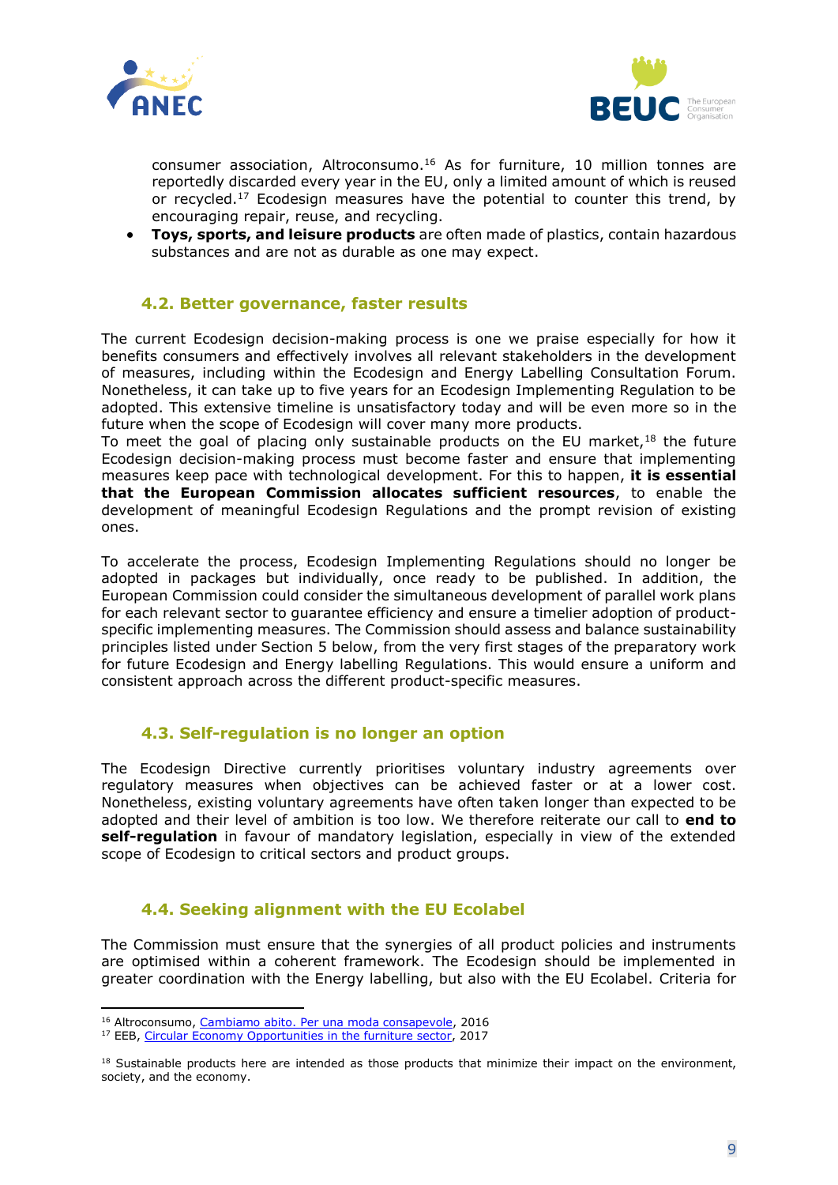consumer association, Altroconsumo.[16] As for furniture, 10 million tonnes are reportedly discarded every year in the EU, only a limited amount of which is reused or recycled.[17] Ecodesign measures have the potential to counter this trend, by encouraging repair, reuse, and recycling.

- **Toys, sports, and leisure products** are often made of plastics, contain hazardous substances and are not as durable as one may expect.

### 4.2. Better governance, faster results

The current Ecodesign decision-making process is one we praise especially for how it benefits consumers and effectively involves all relevant stakeholders in the development of measures, including within the Ecodesign and Energy Labelling Consultation Forum. Nonetheless, it can take up to five years for an Ecodesign Implementing Regulation to be adopted. This extensive timeline is unsatisfactory today and will be even more so in the future when the scope of Ecodesign will cover many more products.
To meet the goal of placing only sustainable products on the EU market,[18] the future Ecodesign decision-making process must become faster and ensure that implementing measures keep pace with technological development. For this to happen, **it is essential that the European Commission allocates sufficient resources**, to enable the development of meaningful Ecodesign Regulations and the prompt revision of existing ones.

To accelerate the process, Ecodesign Implementing Regulations should no longer be adopted in packages but individually, once ready to be published. In addition, the European Commission could consider the simultaneous development of parallel work plans for each relevant sector to guarantee efficiency and ensure a timelier adoption of product-specific implementing measures. The Commission should assess and balance sustainability principles listed under Section 5 below, from the very first stages of the preparatory work for future Ecodesign and Energy labelling Regulations. This would ensure a uniform and consistent approach across the different product-specific measures.

### 4.3. Self-regulation is no longer an option

The Ecodesign Directive currently prioritises voluntary industry agreements over regulatory measures when objectives can be achieved faster or at a lower cost. Nonetheless, existing voluntary agreements have often taken longer than expected to be adopted and their level of ambition is too low. We therefore reiterate our call to **end to self-regulation** in favour of mandatory legislation, especially in view of the extended scope of Ecodesign to critical sectors and product groups.

### 4.4. Seeking alignment with the EU Ecolabel

The Commission must ensure that the synergies of all product policies and instruments are optimised within a coherent framework. The Ecodesign should be implemented in greater coordination with the Energy labelling, but also with the EU Ecolabel. Criteria for

---

[16] Altroconsumo, Cambiamo abito. Per una moda consapevole, 2016
[17] EEB, Circular Economy Opportunities in the furniture sector, 2017

[18] Sustainable products here are intended as those products that minimize their impact on the environment, society, and the economy.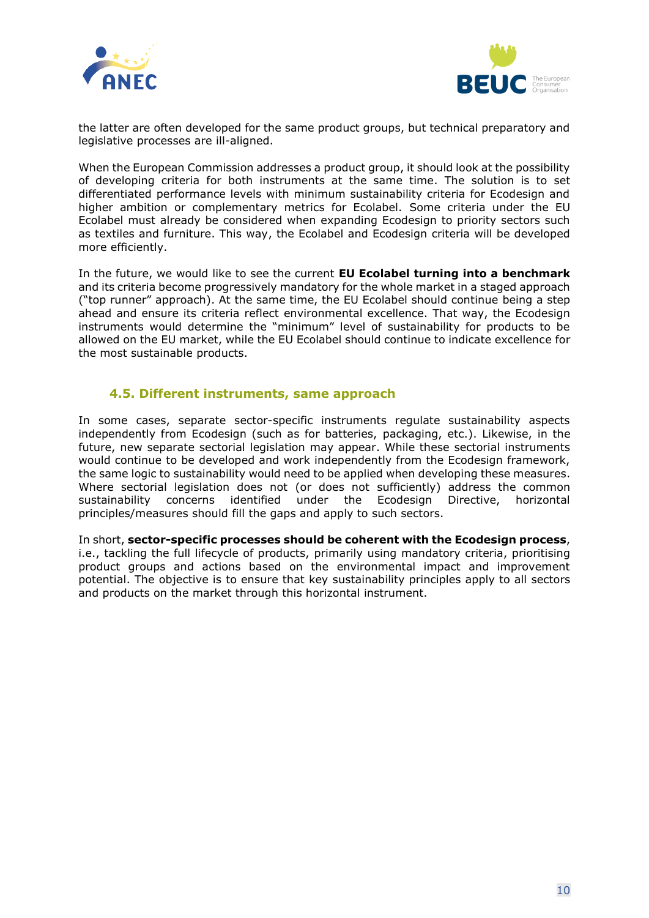the latter are often developed for the same product groups, but technical preparatory and legislative processes are ill-aligned.

When the European Commission addresses a product group, it should look at the possibility of developing criteria for both instruments at the same time. The solution is to set differentiated performance levels with minimum sustainability criteria for Ecodesign and higher ambition or complementary metrics for Ecolabel. Some criteria under the EU Ecolabel must already be considered when expanding Ecodesign to priority sectors such as textiles and furniture. This way, the Ecolabel and Ecodesign criteria will be developed more efficiently.

In the future, we would like to see the current **EU Ecolabel turning into a benchmark** and its criteria become progressively mandatory for the whole market in a staged approach ("top runner" approach). At the same time, the EU Ecolabel should continue being a step ahead and ensure its criteria reflect environmental excellence. That way, the Ecodesign instruments would determine the "minimum" level of sustainability for products to be allowed on the EU market, while the EU Ecolabel should continue to indicate excellence for the most sustainable products.

### 4.5. Different instruments, same approach

In some cases, separate sector-specific instruments regulate sustainability aspects independently from Ecodesign (such as for batteries, packaging, etc.). Likewise, in the future, new separate sectorial legislation may appear. While these sectorial instruments would continue to be developed and work independently from the Ecodesign framework, the same logic to sustainability would need to be applied when developing these measures. Where sectorial legislation does not (or does not sufficiently) address the common sustainability concerns identified under the Ecodesign Directive, horizontal principles/measures should fill the gaps and apply to such sectors.

In short, **sector-specific processes should be coherent with the Ecodesign process**, i.e., tackling the full lifecycle of products, primarily using mandatory criteria, prioritising product groups and actions based on the environmental impact and improvement potential. The objective is to ensure that key sustainability principles apply to all sectors and products on the market through this horizontal instrument.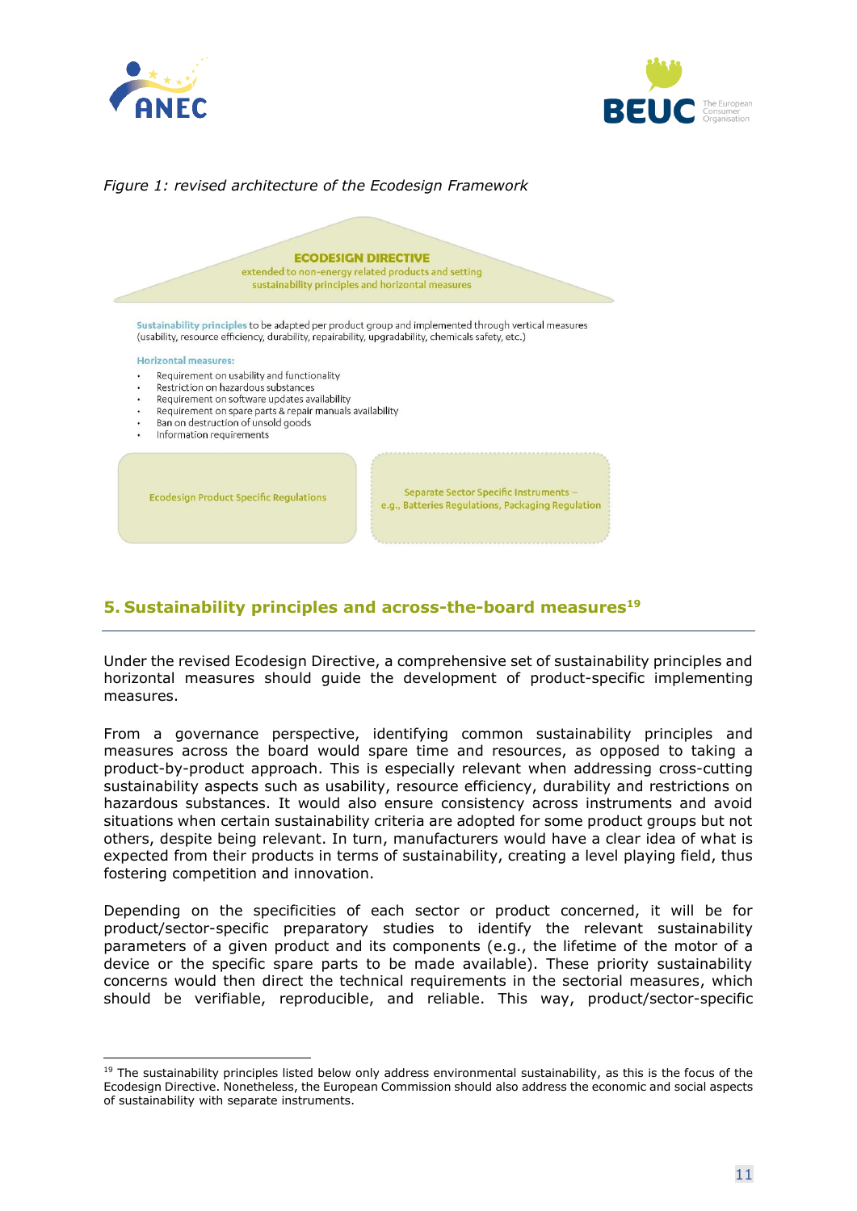*Figure 1: revised architecture of the Ecodesign Framework*

**ECODESIGN DIRECTIVE**
extended to non-energy related products and setting sustainability principles and horizontal measures

**Sustainability principles** to be adapted per product group and implemented through vertical measures (usability, resource efficiency, durability, repairability, upgradability, chemicals safety, etc.)

**Horizontal measures:**

- Requirement on usability and functionality
- Restriction on hazardous substances
- Requirement on software updates availability
- Requirement on spare parts & repair manuals availability
- Ban on destruction of unsold goods
- Information requirements

Ecodesign Product Specific Regulations

Separate Sector Specific Instruments – e.g., Batteries Regulations, Packaging Regulation

## 5. Sustainability principles and across-the-board measures[19]

Under the revised Ecodesign Directive, a comprehensive set of sustainability principles and horizontal measures should guide the development of product-specific implementing measures.

From a governance perspective, identifying common sustainability principles and measures across the board would spare time and resources, as opposed to taking a product-by-product approach. This is especially relevant when addressing cross-cutting sustainability aspects such as usability, resource efficiency, durability and restrictions on hazardous substances. It would also ensure consistency across instruments and avoid situations when certain sustainability criteria are adopted for some product groups but not others, despite being relevant. In turn, manufacturers would have a clear idea of what is expected from their products in terms of sustainability, creating a level playing field, thus fostering competition and innovation.

Depending on the specificities of each sector or product concerned, it will be for product/sector-specific preparatory studies to identify the relevant sustainability parameters of a given product and its components (e.g., the lifetime of the motor of a device or the specific spare parts to be made available). These priority sustainability concerns would then direct the technical requirements in the sectorial measures, which should be verifiable, reproducible, and reliable. This way, product/sector-specific

[19] The sustainability principles listed below only address environmental sustainability, as this is the focus of the Ecodesign Directive. Nonetheless, the European Commission should also address the economic and social aspects of sustainability with separate instruments.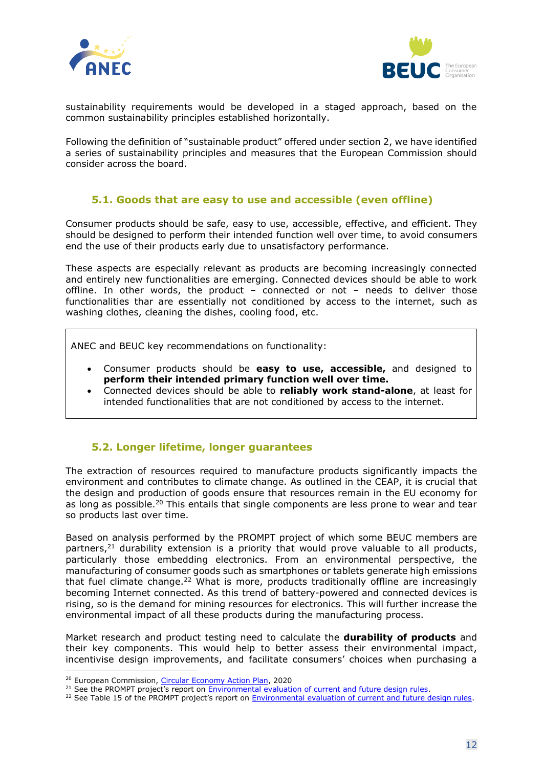sustainability requirements would be developed in a staged approach, based on the common sustainability principles established horizontally.

Following the definition of "sustainable product" offered under section 2, we have identified a series of sustainability principles and measures that the European Commission should consider across the board.

### 5.1. Goods that are easy to use and accessible (even offline)

Consumer products should be safe, easy to use, accessible, effective, and efficient. They should be designed to perform their intended function well over time, to avoid consumers end the use of their products early due to unsatisfactory performance.

These aspects are especially relevant as products are becoming increasingly connected and entirely new functionalities are emerging. Connected devices should be able to work offline. In other words, the product – connected or not – needs to deliver those functionalities thar are essentially not conditioned by access to the internet, such as washing clothes, cleaning the dishes, cooling food, etc.

> ANEC and BEUC key recommendations on functionality:
>
> - Consumer products should be **easy to use, accessible,** and designed to **perform their intended primary function well over time.**
> - Connected devices should be able to **reliably work stand-alone**, at least for intended functionalities that are not conditioned by access to the internet.

### 5.2. Longer lifetime, longer guarantees

The extraction of resources required to manufacture products significantly impacts the environment and contributes to climate change. As outlined in the CEAP, it is crucial that the design and production of goods ensure that resources remain in the EU economy for as long as possible.[20] This entails that single components are less prone to wear and tear so products last over time.

Based on analysis performed by the PROMPT project of which some BEUC members are partners,[21] durability extension is a priority that would prove valuable to all products, particularly those embedding electronics. From an environmental perspective, the manufacturing of consumer goods such as smartphones or tablets generate high emissions that fuel climate change.[22] What is more, products traditionally offline are increasingly becoming Internet connected. As this trend of battery-powered and connected devices is rising, so is the demand for mining resources for electronics. This will further increase the environmental impact of all these products during the manufacturing process.

Market research and product testing need to calculate the **durability of products** and their key components. This would help to better assess their environmental impact, incentivise design improvements, and facilitate consumers' choices when purchasing a

[20] European Commission, Circular Economy Action Plan, 2020

[21] See the PROMPT project's report on Environmental evaluation of current and future design rules.

[22] See Table 15 of the PROMPT project's report on Environmental evaluation of current and future design rules.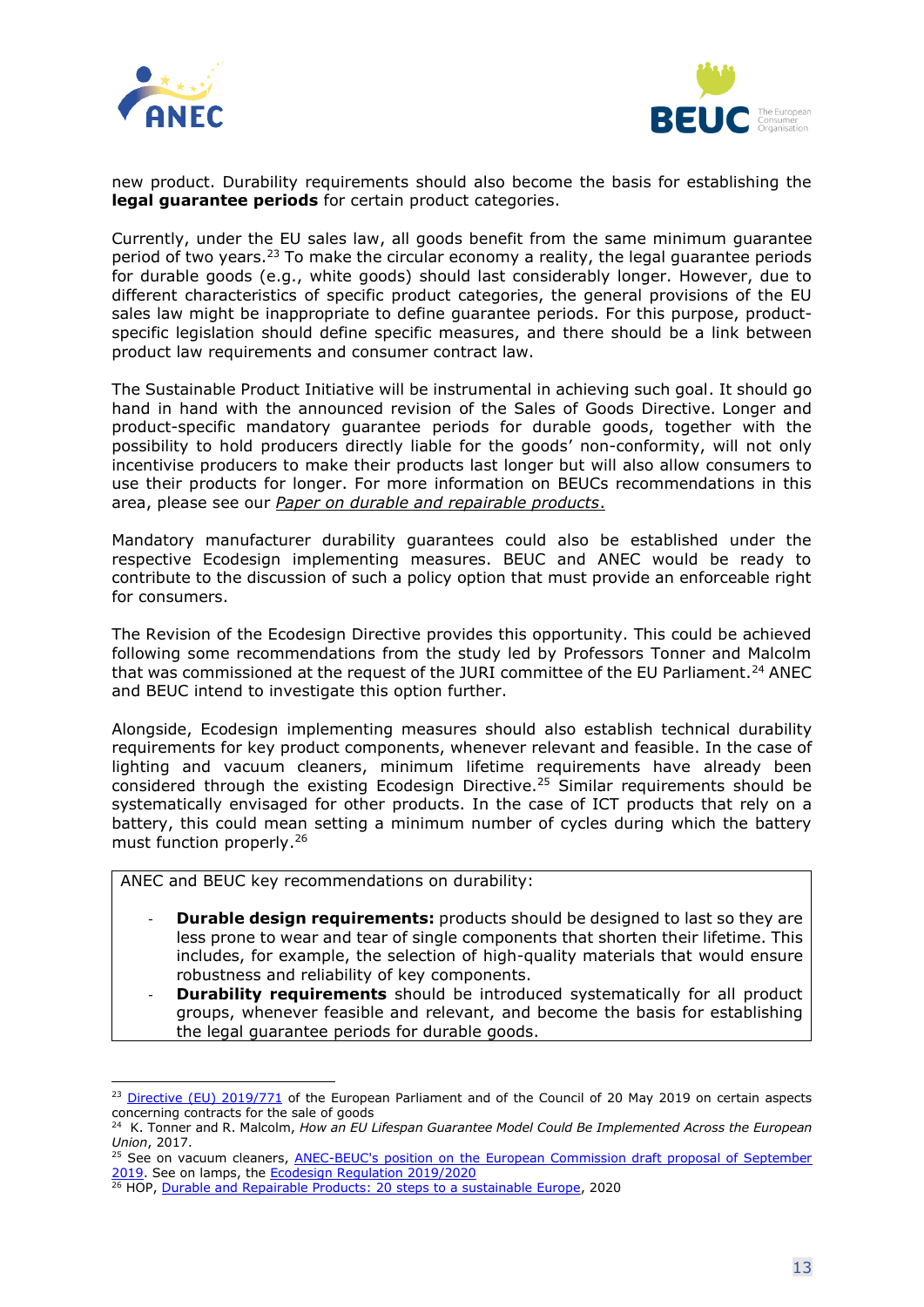new product. Durability requirements should also become the basis for establishing the **legal guarantee periods** for certain product categories.

Currently, under the EU sales law, all goods benefit from the same minimum guarantee period of two years.[23] To make the circular economy a reality, the legal guarantee periods for durable goods (e.g., white goods) should last considerably longer. However, due to different characteristics of specific product categories, the general provisions of the EU sales law might be inappropriate to define guarantee periods. For this purpose, product-specific legislation should define specific measures, and there should be a link between product law requirements and consumer contract law.

The Sustainable Product Initiative will be instrumental in achieving such goal. It should go hand in hand with the announced revision of the Sales of Goods Directive. Longer and product-specific mandatory guarantee periods for durable goods, together with the possibility to hold producers directly liable for the goods' non-conformity, will not only incentivise producers to make their products last longer but will also allow consumers to use their products for longer. For more information on BEUCs recommendations in this area, please see our *Paper on durable and repairable products*.

Mandatory manufacturer durability guarantees could also be established under the respective Ecodesign implementing measures. BEUC and ANEC would be ready to contribute to the discussion of such a policy option that must provide an enforceable right for consumers.

The Revision of the Ecodesign Directive provides this opportunity. This could be achieved following some recommendations from the study led by Professors Tonner and Malcolm that was commissioned at the request of the JURI committee of the EU Parliament.[24] ANEC and BEUC intend to investigate this option further.

Alongside, Ecodesign implementing measures should also establish technical durability requirements for key product components, whenever relevant and feasible. In the case of lighting and vacuum cleaners, minimum lifetime requirements have already been considered through the existing Ecodesign Directive.[25] Similar requirements should be systematically envisaged for other products. In the case of ICT products that rely on a battery, this could mean setting a minimum number of cycles during which the battery must function properly.[26]

ANEC and BEUC key recommendations on durability:

- **Durable design requirements:** products should be designed to last so they are less prone to wear and tear of single components that shorten their lifetime. This includes, for example, the selection of high-quality materials that would ensure robustness and reliability of key components.
- **Durability requirements** should be introduced systematically for all product groups, whenever feasible and relevant, and become the basis for establishing the legal guarantee periods for durable goods.

---

[23] Directive (EU) 2019/771 of the European Parliament and of the Council of 20 May 2019 on certain aspects concerning contracts for the sale of goods

[24] K. Tonner and R. Malcolm, *How an EU Lifespan Guarantee Model Could Be Implemented Across the European Union*, 2017.

[25] See on vacuum cleaners, ANEC-BEUC's position on the European Commission draft proposal of September 2019. See on lamps, the Ecodesign Regulation 2019/2020

[26] HOP, Durable and Repairable Products: 20 steps to a sustainable Europe, 2020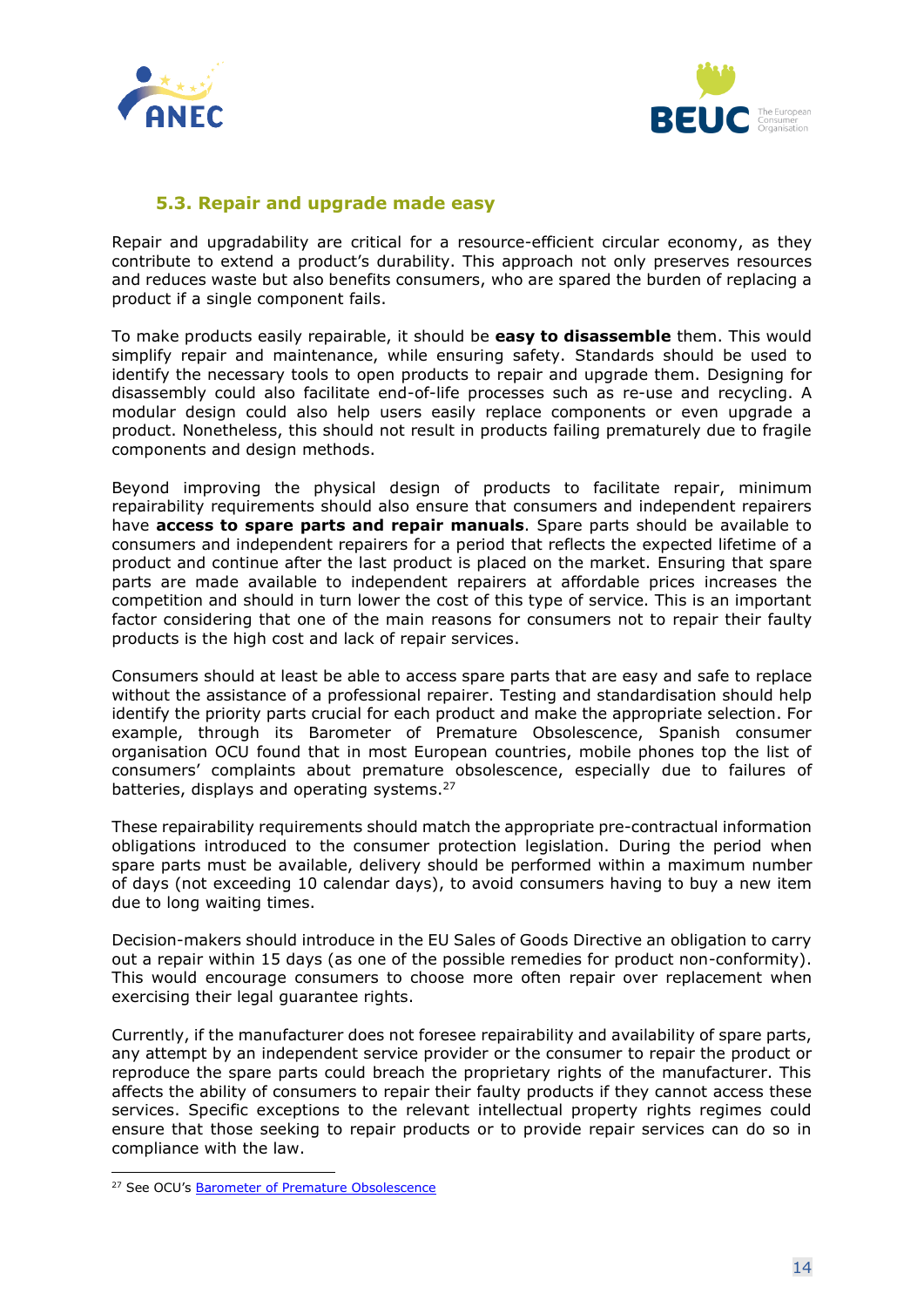### 5.3. Repair and upgrade made easy

Repair and upgradability are critical for a resource-efficient circular economy, as they contribute to extend a product's durability. This approach not only preserves resources and reduces waste but also benefits consumers, who are spared the burden of replacing a product if a single component fails.

To make products easily repairable, it should be **easy to disassemble** them. This would simplify repair and maintenance, while ensuring safety. Standards should be used to identify the necessary tools to open products to repair and upgrade them. Designing for disassembly could also facilitate end-of-life processes such as re-use and recycling. A modular design could also help users easily replace components or even upgrade a product. Nonetheless, this should not result in products failing prematurely due to fragile components and design methods.

Beyond improving the physical design of products to facilitate repair, minimum repairability requirements should also ensure that consumers and independent repairers have **access to spare parts and repair manuals**. Spare parts should be available to consumers and independent repairers for a period that reflects the expected lifetime of a product and continue after the last product is placed on the market. Ensuring that spare parts are made available to independent repairers at affordable prices increases the competition and should in turn lower the cost of this type of service. This is an important factor considering that one of the main reasons for consumers not to repair their faulty products is the high cost and lack of repair services.

Consumers should at least be able to access spare parts that are easy and safe to replace without the assistance of a professional repairer. Testing and standardisation should help identify the priority parts crucial for each product and make the appropriate selection. For example, through its Barometer of Premature Obsolescence, Spanish consumer organisation OCU found that in most European countries, mobile phones top the list of consumers' complaints about premature obsolescence, especially due to failures of batteries, displays and operating systems.[27]

These repairability requirements should match the appropriate pre-contractual information obligations introduced to the consumer protection legislation. During the period when spare parts must be available, delivery should be performed within a maximum number of days (not exceeding 10 calendar days), to avoid consumers having to buy a new item due to long waiting times.

Decision-makers should introduce in the EU Sales of Goods Directive an obligation to carry out a repair within 15 days (as one of the possible remedies for product non-conformity). This would encourage consumers to choose more often repair over replacement when exercising their legal guarantee rights.

Currently, if the manufacturer does not foresee repairability and availability of spare parts, any attempt by an independent service provider or the consumer to repair the product or reproduce the spare parts could breach the proprietary rights of the manufacturer. This affects the ability of consumers to repair their faulty products if they cannot access these services. Specific exceptions to the relevant intellectual property rights regimes could ensure that those seeking to repair products or to provide repair services can do so in compliance with the law.

[27] See OCU's Barometer of Premature Obsolescence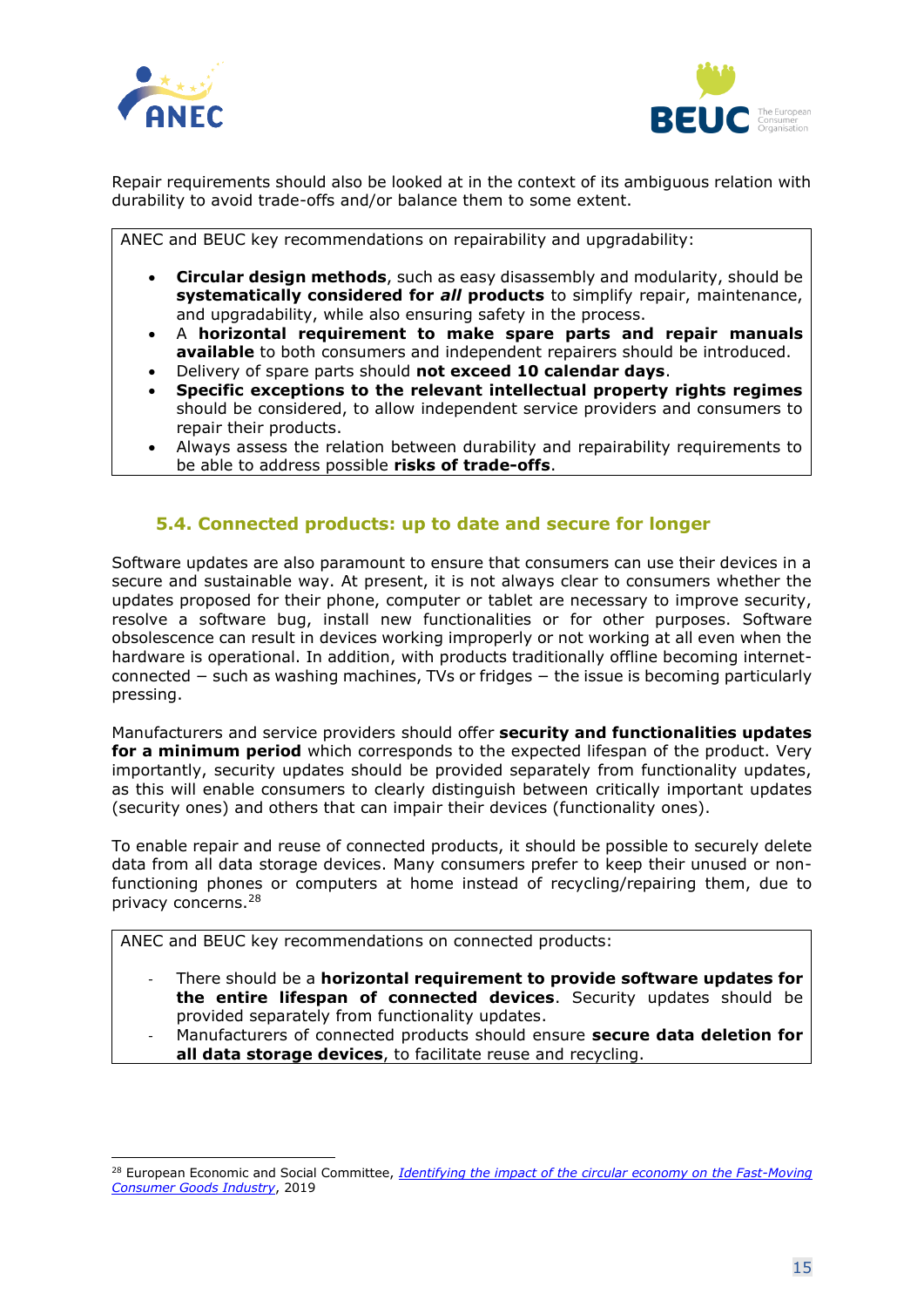Repair requirements should also be looked at in the context of its ambiguous relation with durability to avoid trade-offs and/or balance them to some extent.

ANEC and BEUC key recommendations on repairability and upgradability:

- **Circular design methods**, such as easy disassembly and modularity, should be **systematically considered for *all* products** to simplify repair, maintenance, and upgradability, while also ensuring safety in the process.
- A **horizontal requirement to make spare parts and repair manuals available** to both consumers and independent repairers should be introduced.
- Delivery of spare parts should **not exceed 10 calendar days**.
- **Specific exceptions to the relevant intellectual property rights regimes** should be considered, to allow independent service providers and consumers to repair their products.
- Always assess the relation between durability and repairability requirements to be able to address possible **risks of trade-offs**.

### 5.4. Connected products: up to date and secure for longer

Software updates are also paramount to ensure that consumers can use their devices in a secure and sustainable way. At present, it is not always clear to consumers whether the updates proposed for their phone, computer or tablet are necessary to improve security, resolve a software bug, install new functionalities or for other purposes. Software obsolescence can result in devices working improperly or not working at all even when the hardware is operational. In addition, with products traditionally offline becoming internet-connected – such as washing machines, TVs or fridges – the issue is becoming particularly pressing.

Manufacturers and service providers should offer **security and functionalities updates for a minimum period** which corresponds to the expected lifespan of the product. Very importantly, security updates should be provided separately from functionality updates, as this will enable consumers to clearly distinguish between critically important updates (security ones) and others that can impair their devices (functionality ones).

To enable repair and reuse of connected products, it should be possible to securely delete data from all data storage devices. Many consumers prefer to keep their unused or non-functioning phones or computers at home instead of recycling/repairing them, due to privacy concerns.[28]

ANEC and BEUC key recommendations on connected products:

- There should be a **horizontal requirement to provide software updates for the entire lifespan of connected devices**. Security updates should be provided separately from functionality updates.
- Manufacturers of connected products should ensure **secure data deletion for all data storage devices**, to facilitate reuse and recycling.

[28] European Economic and Social Committee, *Identifying the impact of the circular economy on the Fast-Moving Consumer Goods Industry*, 2019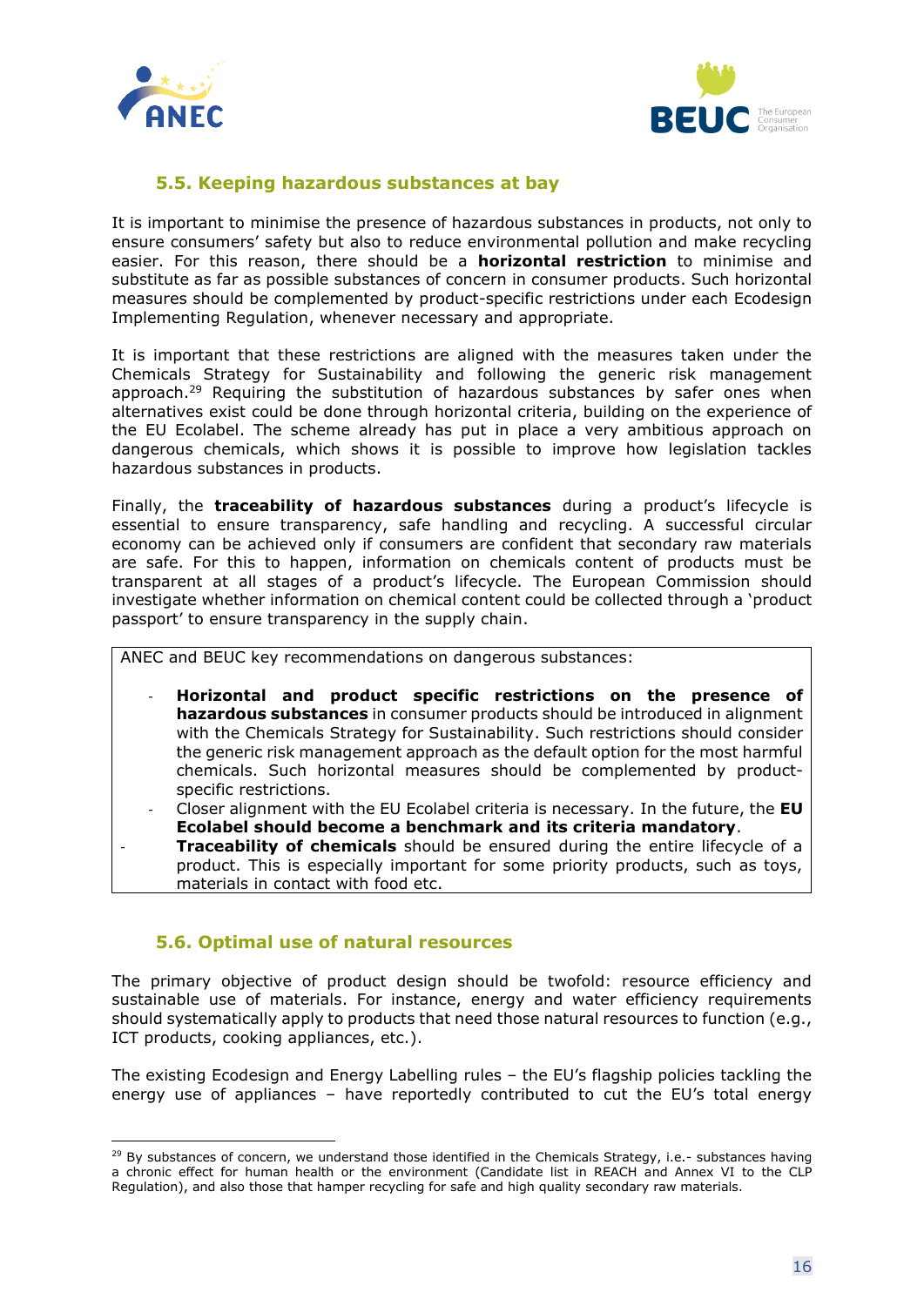### 5.5. Keeping hazardous substances at bay

It is important to minimise the presence of hazardous substances in products, not only to ensure consumers' safety but also to reduce environmental pollution and make recycling easier. For this reason, there should be a **horizontal restriction** to minimise and substitute as far as possible substances of concern in consumer products. Such horizontal measures should be complemented by product-specific restrictions under each Ecodesign Implementing Regulation, whenever necessary and appropriate.

It is important that these restrictions are aligned with the measures taken under the Chemicals Strategy for Sustainability and following the generic risk management approach.[29] Requiring the substitution of hazardous substances by safer ones when alternatives exist could be done through horizontal criteria, building on the experience of the EU Ecolabel. The scheme already has put in place a very ambitious approach on dangerous chemicals, which shows it is possible to improve how legislation tackles hazardous substances in products.

Finally, the **traceability of hazardous substances** during a product's lifecycle is essential to ensure transparency, safe handling and recycling. A successful circular economy can be achieved only if consumers are confident that secondary raw materials are safe. For this to happen, information on chemicals content of products must be transparent at all stages of a product's lifecycle. The European Commission should investigate whether information on chemical content could be collected through a 'product passport' to ensure transparency in the supply chain.

ANEC and BEUC key recommendations on dangerous substances:

- **Horizontal and product specific restrictions on the presence of hazardous substances** in consumer products should be introduced in alignment with the Chemicals Strategy for Sustainability. Such restrictions should consider the generic risk management approach as the default option for the most harmful chemicals. Such horizontal measures should be complemented by product-specific restrictions.
- Closer alignment with the EU Ecolabel criteria is necessary. In the future, the **EU Ecolabel should become a benchmark and its criteria mandatory**.
- **Traceability of chemicals** should be ensured during the entire lifecycle of a product. This is especially important for some priority products, such as toys, materials in contact with food etc.

### 5.6. Optimal use of natural resources

The primary objective of product design should be twofold: resource efficiency and sustainable use of materials. For instance, energy and water efficiency requirements should systematically apply to products that need those natural resources to function (e.g., ICT products, cooking appliances, etc.).

The existing Ecodesign and Energy Labelling rules – the EU's flagship policies tackling the energy use of appliances – have reportedly contributed to cut the EU's total energy

[29] By substances of concern, we understand those identified in the Chemicals Strategy, i.e.- substances having a chronic effect for human health or the environment (Candidate list in REACH and Annex VI to the CLP Regulation), and also those that hamper recycling for safe and high quality secondary raw materials.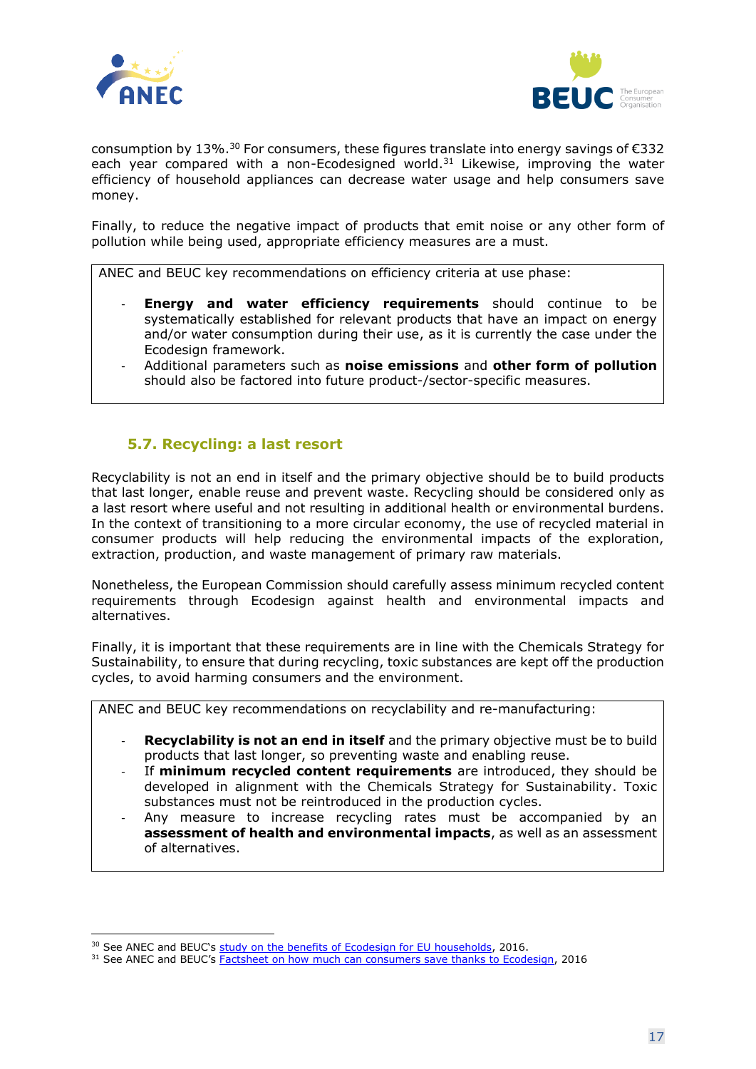consumption by 13%.[30] For consumers, these figures translate into energy savings of €332 each year compared with a non-Ecodesigned world.[31] Likewise, improving the water efficiency of household appliances can decrease water usage and help consumers save money.

Finally, to reduce the negative impact of products that emit noise or any other form of pollution while being used, appropriate efficiency measures are a must.

> ANEC and BEUC key recommendations on efficiency criteria at use phase:
>
> - **Energy and water efficiency requirements** should continue to be systematically established for relevant products that have an impact on energy and/or water consumption during their use, as it is currently the case under the Ecodesign framework.
> - Additional parameters such as **noise emissions** and **other form of pollution** should also be factored into future product-/sector-specific measures.

### 5.7. Recycling: a last resort

Recyclability is not an end in itself and the primary objective should be to build products that last longer, enable reuse and prevent waste. Recycling should be considered only as a last resort where useful and not resulting in additional health or environmental burdens. In the context of transitioning to a more circular economy, the use of recycled material in consumer products will help reducing the environmental impacts of the exploration, extraction, production, and waste management of primary raw materials.

Nonetheless, the European Commission should carefully assess minimum recycled content requirements through Ecodesign against health and environmental impacts and alternatives.

Finally, it is important that these requirements are in line with the Chemicals Strategy for Sustainability, to ensure that during recycling, toxic substances are kept off the production cycles, to avoid harming consumers and the environment.

> ANEC and BEUC key recommendations on recyclability and re-manufacturing:
>
> - **Recyclability is not an end in itself** and the primary objective must be to build products that last longer, so preventing waste and enabling reuse.
> - If **minimum recycled content requirements** are introduced, they should be developed in alignment with the Chemicals Strategy for Sustainability. Toxic substances must not be reintroduced in the production cycles.
> - Any measure to increase recycling rates must be accompanied by an **assessment of health and environmental impacts**, as well as an assessment of alternatives.

---

[30] See ANEC and BEUC's study on the benefits of Ecodesign for EU households, 2016.

[31] See ANEC and BEUC's Factsheet on how much can consumers save thanks to Ecodesign, 2016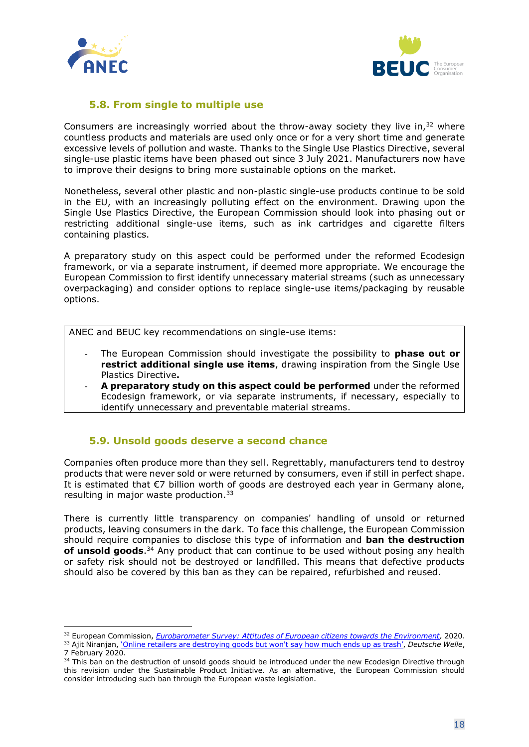### 5.8. From single to multiple use

Consumers are increasingly worried about the throw-away society they live in,[32] where countless products and materials are used only once or for a very short time and generate excessive levels of pollution and waste. Thanks to the Single Use Plastics Directive, several single-use plastic items have been phased out since 3 July 2021. Manufacturers now have to improve their designs to bring more sustainable options on the market.

Nonetheless, several other plastic and non-plastic single-use products continue to be sold in the EU, with an increasingly polluting effect on the environment. Drawing upon the Single Use Plastics Directive, the European Commission should look into phasing out or restricting additional single-use items, such as ink cartridges and cigarette filters containing plastics.

A preparatory study on this aspect could be performed under the reformed Ecodesign framework, or via a separate instrument, if deemed more appropriate. We encourage the European Commission to first identify unnecessary material streams (such as unnecessary overpackaging) and consider options to replace single-use items/packaging by reusable options.

> ANEC and BEUC key recommendations on single-use items:
>
> - The European Commission should investigate the possibility to **phase out or restrict additional single use items**, drawing inspiration from the Single Use Plastics Directive**.**
> - **A preparatory study on this aspect could be performed** under the reformed Ecodesign framework, or via separate instruments, if necessary, especially to identify unnecessary and preventable material streams.

### 5.9. Unsold goods deserve a second chance

Companies often produce more than they sell. Regrettably, manufacturers tend to destroy products that were never sold or were returned by consumers, even if still in perfect shape. It is estimated that €7 billion worth of goods are destroyed each year in Germany alone, resulting in major waste production.[33]

There is currently little transparency on companies' handling of unsold or returned products, leaving consumers in the dark. To face this challenge, the European Commission should require companies to disclose this type of information and **ban the destruction of unsold goods**.[34] Any product that can continue to be used without posing any health or safety risk should not be destroyed or landfilled. This means that defective products should also be covered by this ban as they can be repaired, refurbished and reused.

---

[32] European Commission, *Eurobarometer Survey: Attitudes of European citizens towards the Environment*, 2020.

[33] Ajit Niranjan, 'Online retailers are destroying goods but won't say how much ends up as trash', *Deutsche Welle*, 7 February 2020.

[34] This ban on the destruction of unsold goods should be introduced under the new Ecodesign Directive through this revision under the Sustainable Product Initiative. As an alternative, the European Commission should consider introducing such ban through the European waste legislation.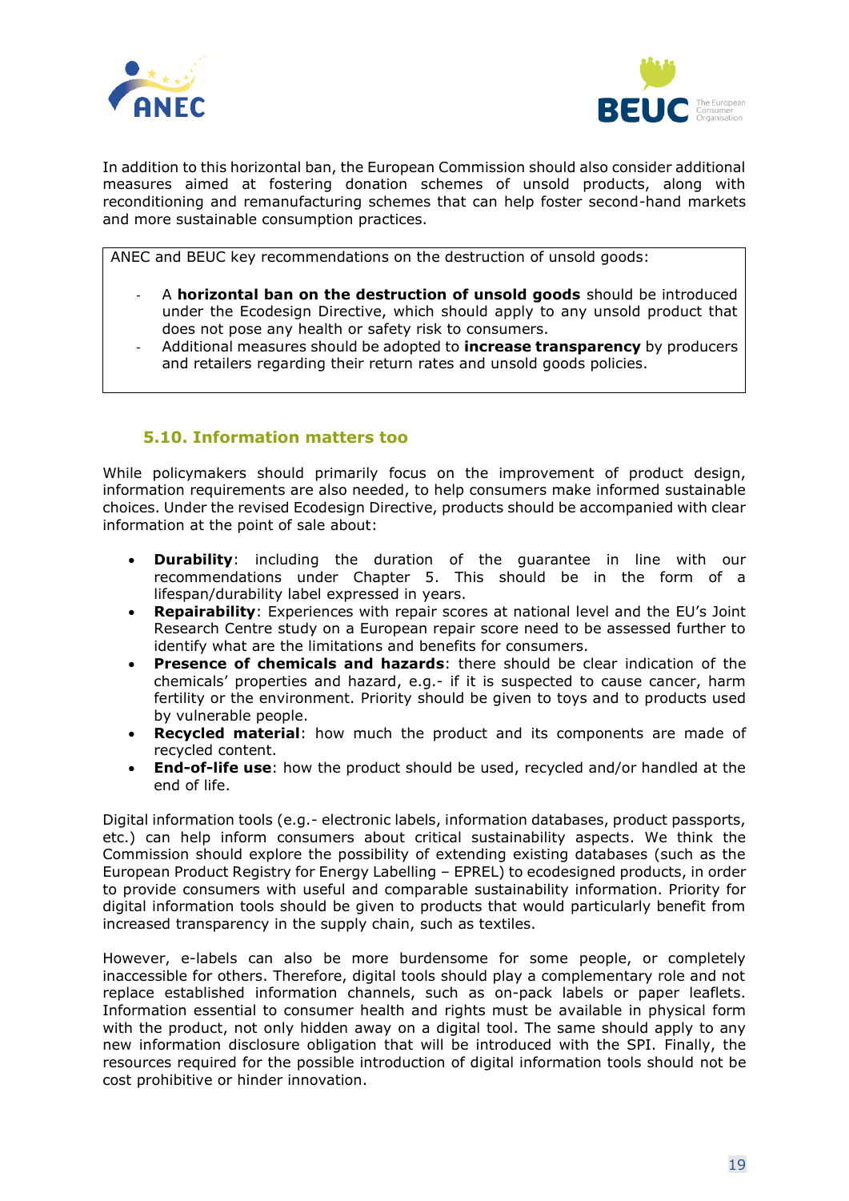In addition to this horizontal ban, the European Commission should also consider additional measures aimed at fostering donation schemes of unsold products, along with reconditioning and remanufacturing schemes that can help foster second-hand markets and more sustainable consumption practices.

ANEC and BEUC key recommendations on the destruction of unsold goods:

- A **horizontal ban on the destruction of unsold goods** should be introduced under the Ecodesign Directive, which should apply to any unsold product that does not pose any health or safety risk to consumers.
- Additional measures should be adopted to **increase transparency** by producers and retailers regarding their return rates and unsold goods policies.

### 5.10. Information matters too

While policymakers should primarily focus on the improvement of product design, information requirements are also needed, to help consumers make informed sustainable choices. Under the revised Ecodesign Directive, products should be accompanied with clear information at the point of sale about:

- **Durability**: including the duration of the guarantee in line with our recommendations under Chapter 5. This should be in the form of a lifespan/durability label expressed in years.
- **Repairability**: Experiences with repair scores at national level and the EU's Joint Research Centre study on a European repair score need to be assessed further to identify what are the limitations and benefits for consumers.
- **Presence of chemicals and hazards**: there should be clear indication of the chemicals' properties and hazard, e.g.- if it is suspected to cause cancer, harm fertility or the environment. Priority should be given to toys and to products used by vulnerable people.
- **Recycled material**: how much the product and its components are made of recycled content.
- **End-of-life use**: how the product should be used, recycled and/or handled at the end of life.

Digital information tools (e.g.- electronic labels, information databases, product passports, etc.) can help inform consumers about critical sustainability aspects. We think the Commission should explore the possibility of extending existing databases (such as the European Product Registry for Energy Labelling – EPREL) to ecodesigned products, in order to provide consumers with useful and comparable sustainability information. Priority for digital information tools should be given to products that would particularly benefit from increased transparency in the supply chain, such as textiles.

However, e-labels can also be more burdensome for some people, or completely inaccessible for others. Therefore, digital tools should play a complementary role and not replace established information channels, such as on-pack labels or paper leaflets. Information essential to consumer health and rights must be available in physical form with the product, not only hidden away on a digital tool. The same should apply to any new information disclosure obligation that will be introduced with the SPI. Finally, the resources required for the possible introduction of digital information tools should not be cost prohibitive or hinder innovation.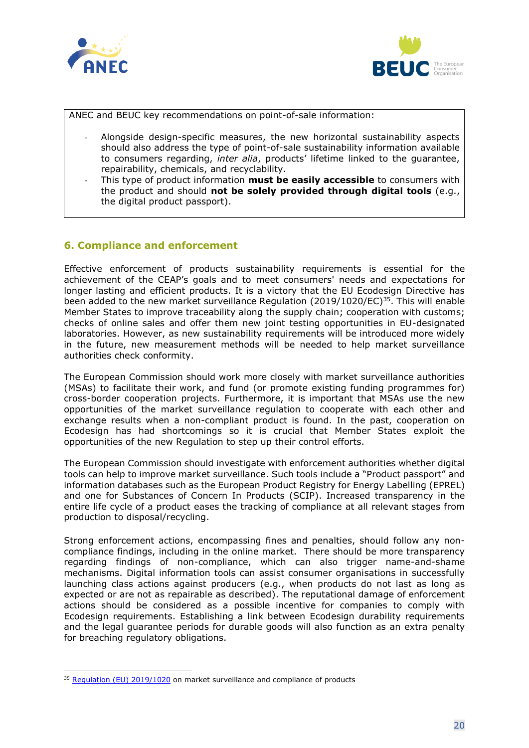ANEC and BEUC key recommendations on point-of-sale information:

- Alongside design-specific measures, the new horizontal sustainability aspects should also address the type of point-of-sale sustainability information available to consumers regarding, *inter alia*, products' lifetime linked to the guarantee, repairability, chemicals, and recyclability.
- This type of product information **must be easily accessible** to consumers with the product and should **not be solely provided through digital tools** (e.g., the digital product passport).

## 6. Compliance and enforcement

Effective enforcement of products sustainability requirements is essential for the achievement of the CEAP's goals and to meet consumers' needs and expectations for longer lasting and efficient products. It is a victory that the EU Ecodesign Directive has been added to the new market surveillance Regulation (2019/1020/EC)[35]. This will enable Member States to improve traceability along the supply chain; cooperation with customs; checks of online sales and offer them new joint testing opportunities in EU-designated laboratories. However, as new sustainability requirements will be introduced more widely in the future, new measurement methods will be needed to help market surveillance authorities check conformity.

The European Commission should work more closely with market surveillance authorities (MSAs) to facilitate their work, and fund (or promote existing funding programmes for) cross-border cooperation projects. Furthermore, it is important that MSAs use the new opportunities of the market surveillance regulation to cooperate with each other and exchange results when a non-compliant product is found. In the past, cooperation on Ecodesign has had shortcomings so it is crucial that Member States exploit the opportunities of the new Regulation to step up their control efforts.

The European Commission should investigate with enforcement authorities whether digital tools can help to improve market surveillance. Such tools include a "Product passport" and information databases such as the European Product Registry for Energy Labelling (EPREL) and one for Substances of Concern In Products (SCIP). Increased transparency in the entire life cycle of a product eases the tracking of compliance at all relevant stages from production to disposal/recycling.

Strong enforcement actions, encompassing fines and penalties, should follow any non-compliance findings, including in the online market. There should be more transparency regarding findings of non-compliance, which can also trigger name-and-shame mechanisms. Digital information tools can assist consumer organisations in successfully launching class actions against producers (e.g., when products do not last as long as expected or are not as repairable as described). The reputational damage of enforcement actions should be considered as a possible incentive for companies to comply with Ecodesign requirements. Establishing a link between Ecodesign durability requirements and the legal guarantee periods for durable goods will also function as an extra penalty for breaching regulatory obligations.

[35] Regulation (EU) 2019/1020 on market surveillance and compliance of products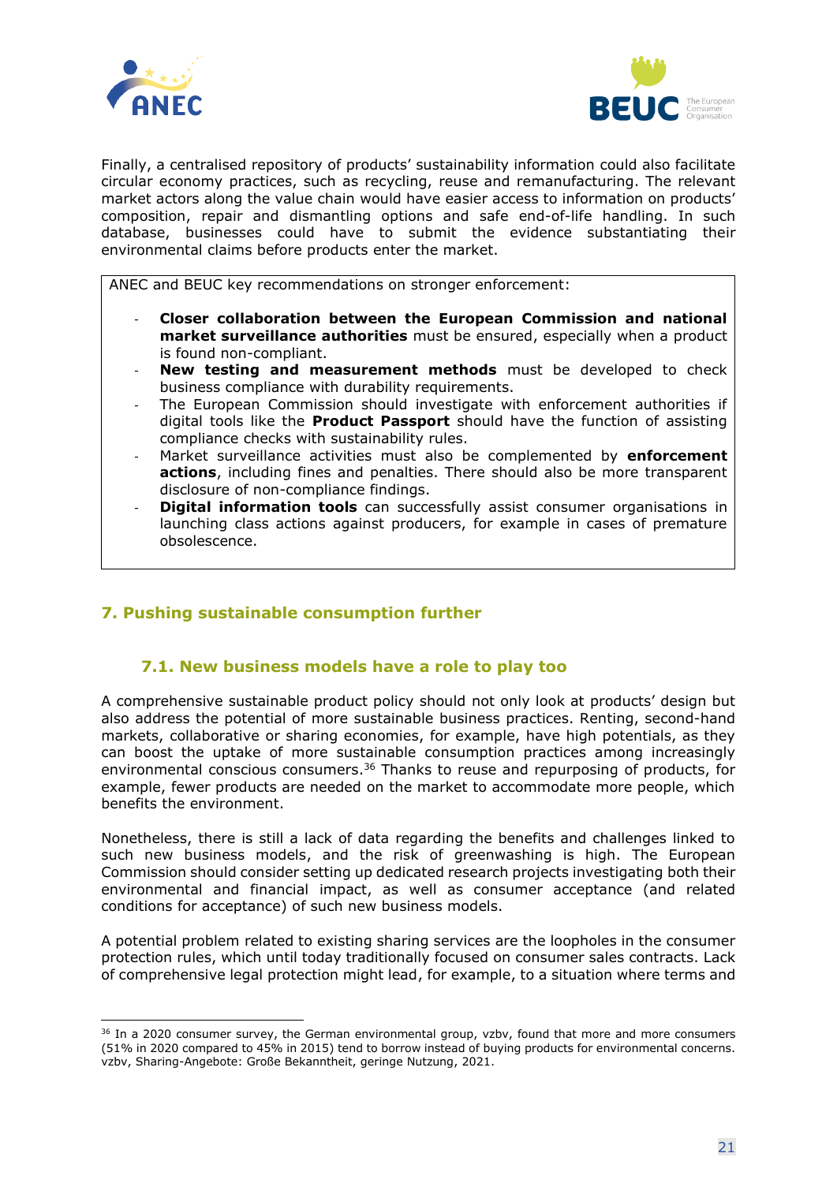Finally, a centralised repository of products' sustainability information could also facilitate circular economy practices, such as recycling, reuse and remanufacturing. The relevant market actors along the value chain would have easier access to information on products' composition, repair and dismantling options and safe end-of-life handling. In such database, businesses could have to submit the evidence substantiating their environmental claims before products enter the market.

> ANEC and BEUC key recommendations on stronger enforcement:
>
> - **Closer collaboration between the European Commission and national market surveillance authorities** must be ensured, especially when a product is found non-compliant.
> - **New testing and measurement methods** must be developed to check business compliance with durability requirements.
> - The European Commission should investigate with enforcement authorities if digital tools like the **Product Passport** should have the function of assisting compliance checks with sustainability rules.
> - Market surveillance activities must also be complemented by **enforcement actions**, including fines and penalties. There should also be more transparent disclosure of non-compliance findings.
> - **Digital information tools** can successfully assist consumer organisations in launching class actions against producers, for example in cases of premature obsolescence.

## 7. Pushing sustainable consumption further

### 7.1. New business models have a role to play too

A comprehensive sustainable product policy should not only look at products' design but also address the potential of more sustainable business practices. Renting, second-hand markets, collaborative or sharing economies, for example, have high potentials, as they can boost the uptake of more sustainable consumption practices among increasingly environmental conscious consumers.[36] Thanks to reuse and repurposing of products, for example, fewer products are needed on the market to accommodate more people, which benefits the environment.

Nonetheless, there is still a lack of data regarding the benefits and challenges linked to such new business models, and the risk of greenwashing is high. The European Commission should consider setting up dedicated research projects investigating both their environmental and financial impact, as well as consumer acceptance (and related conditions for acceptance) of such new business models.

A potential problem related to existing sharing services are the loopholes in the consumer protection rules, which until today traditionally focused on consumer sales contracts. Lack of comprehensive legal protection might lead, for example, to a situation where terms and

---

[36] In a 2020 consumer survey, the German environmental group, vzbv, found that more and more consumers (51% in 2020 compared to 45% in 2015) tend to borrow instead of buying products for environmental concerns. vzbv, Sharing-Angebote: Große Bekanntheit, geringe Nutzung, 2021.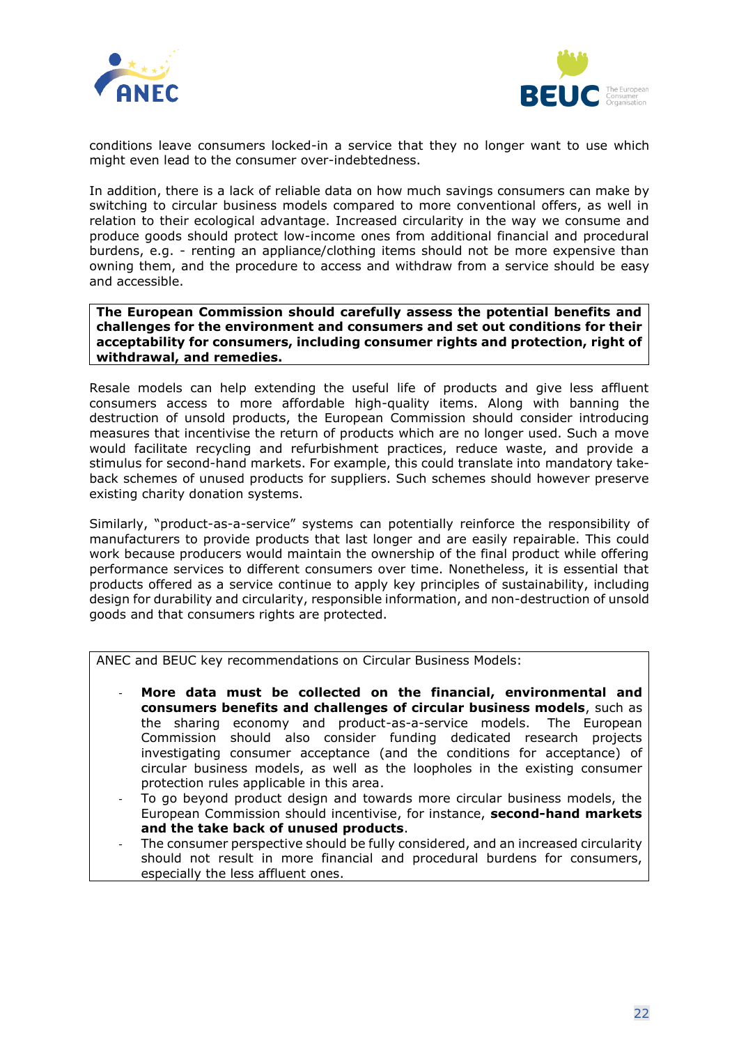conditions leave consumers locked-in a service that they no longer want to use which might even lead to the consumer over-indebtedness.

In addition, there is a lack of reliable data on how much savings consumers can make by switching to circular business models compared to more conventional offers, as well in relation to their ecological advantage. Increased circularity in the way we consume and produce goods should protect low-income ones from additional financial and procedural burdens, e.g. - renting an appliance/clothing items should not be more expensive than owning them, and the procedure to access and withdraw from a service should be easy and accessible.

**The European Commission should carefully assess the potential benefits and challenges for the environment and consumers and set out conditions for their acceptability for consumers, including consumer rights and protection, right of withdrawal, and remedies.**

Resale models can help extending the useful life of products and give less affluent consumers access to more affordable high-quality items. Along with banning the destruction of unsold products, the European Commission should consider introducing measures that incentivise the return of products which are no longer used. Such a move would facilitate recycling and refurbishment practices, reduce waste, and provide a stimulus for second-hand markets. For example, this could translate into mandatory take-back schemes of unused products for suppliers. Such schemes should however preserve existing charity donation systems.

Similarly, "product-as-a-service" systems can potentially reinforce the responsibility of manufacturers to provide products that last longer and are easily repairable. This could work because producers would maintain the ownership of the final product while offering performance services to different consumers over time. Nonetheless, it is essential that products offered as a service continue to apply key principles of sustainability, including design for durability and circularity, responsible information, and non-destruction of unsold goods and that consumers rights are protected.

ANEC and BEUC key recommendations on Circular Business Models:

- **More data must be collected on the financial, environmental and consumers benefits and challenges of circular business models**, such as the sharing economy and product-as-a-service models. The European Commission should also consider funding dedicated research projects investigating consumer acceptance (and the conditions for acceptance) of circular business models, as well as the loopholes in the existing consumer protection rules applicable in this area.
- To go beyond product design and towards more circular business models, the European Commission should incentivise, for instance, **second-hand markets and the take back of unused products**.
- The consumer perspective should be fully considered, and an increased circularity should not result in more financial and procedural burdens for consumers, especially the less affluent ones.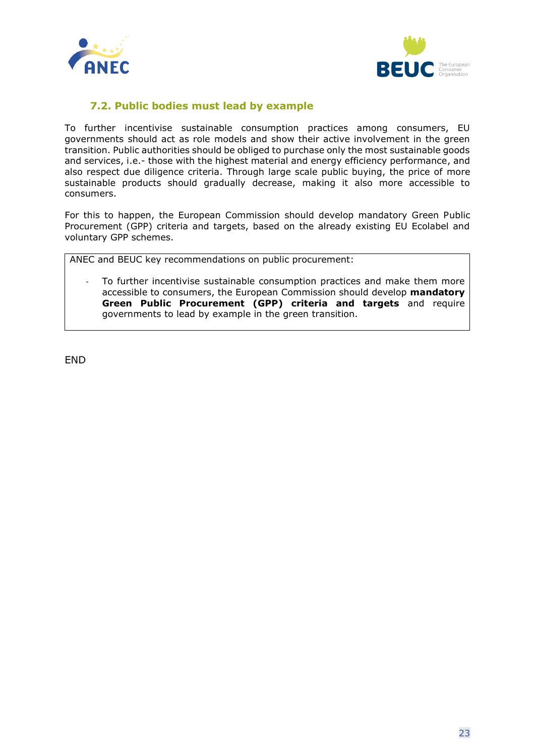### 7.2. Public bodies must lead by example

To further incentivise sustainable consumption practices among consumers, EU governments should act as role models and show their active involvement in the green transition. Public authorities should be obliged to purchase only the most sustainable goods and services, i.e.- those with the highest material and energy efficiency performance, and also respect due diligence criteria. Through large scale public buying, the price of more sustainable products should gradually decrease, making it also more accessible to consumers.

For this to happen, the European Commission should develop mandatory Green Public Procurement (GPP) criteria and targets, based on the already existing EU Ecolabel and voluntary GPP schemes.

ANEC and BEUC key recommendations on public procurement:

- To further incentivise sustainable consumption practices and make them more accessible to consumers, the European Commission should develop **mandatory Green Public Procurement (GPP) criteria and targets** and require governments to lead by example in the green transition.

END